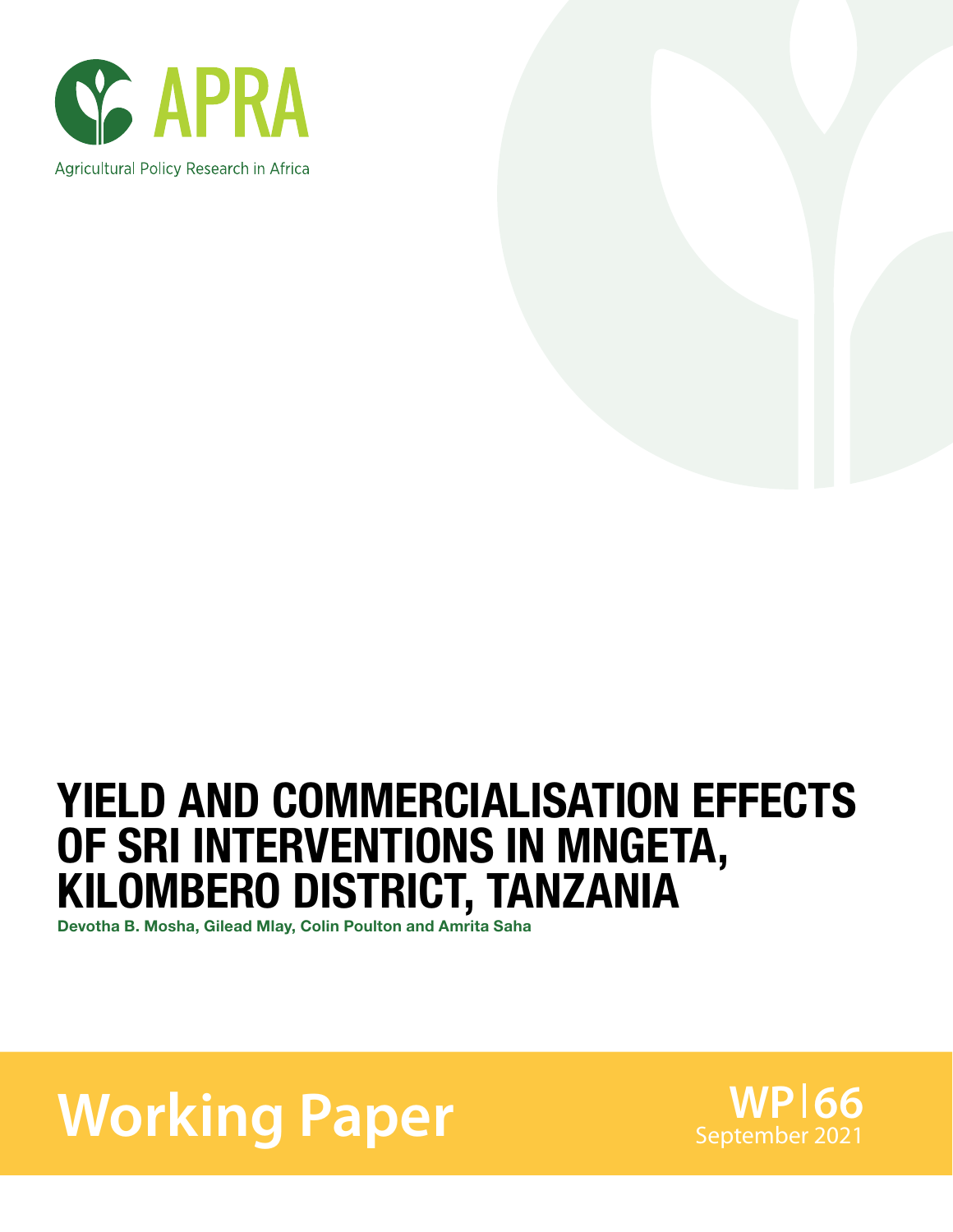APRA

Agricultural Policy Research in Africa

# YIELD AND COMMERCIALISATION EFFECTS OF SRI INTERVENTIONS IN MNGETA, KILOMBERO DISTRICT, TANZANIA

**Devotha B. Mosha, Gilead Mlay, Colin Poulton and Amrita Saha**

Working Paper

WP|66

September 2021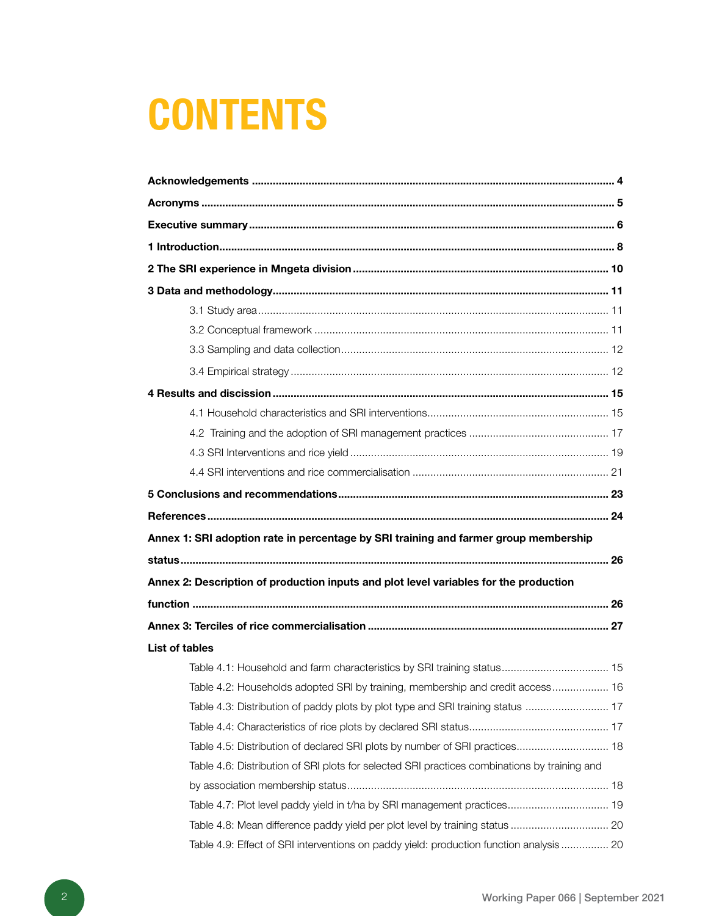# CONTENTS

**Acknowledgements** ...... **4**

**Acronyms** ...... **5**

**Executive summary** ...... **6**

**1 Introduction** ...... **8**

**2 The SRI experience in Mngeta division** ...... **10**

**3 Data and methodology** ...... **11**

- 3.1 Study area ...... 11
- 3.2 Conceptual framework ...... 11
- 3.3 Sampling and data collection ...... 12
- 3.4 Empirical strategy ...... 12

**4 Results and discussion** ...... **15**

- 4.1 Household characteristics and SRI interventions ...... 15
- 4.2 Training and the adoption of SRI management practices ...... 17
- 4.3 SRI Interventions and rice yield ...... 19
- 4.4 SRI interventions and rice commercialisation ...... 21

**5 Conclusions and recommendations** ...... **23**

**References** ...... **24**

**Annex 1: SRI adoption rate in percentage by SRI training and farmer group membership status** ...... **26**

**Annex 2: Description of production inputs and plot level variables for the production function** ...... **26**

**Annex 3: Terciles of rice commercialisation** ...... **27**

**List of tables**

- Table 4.1: Household and farm characteristics by SRI training status ...... 15
- Table 4.2: Households adopted SRI by training, membership and credit access ...... 16
- Table 4.3: Distribution of paddy plots by plot type and SRI training status ...... 17
- Table 4.4: Characteristics of rice plots by declared SRI status ...... 17
- Table 4.5: Distribution of declared SRI plots by number of SRI practices ...... 18
- Table 4.6: Distribution of SRI plots for selected SRI practices combinations by training and by association membership status ...... 18
- Table 4.7: Plot level paddy yield in t/ha by SRI management practices ...... 19
- Table 4.8: Mean difference paddy yield per plot level by training status ...... 20
- Table 4.9: Effect of SRI interventions on paddy yield: production function analysis ...... 20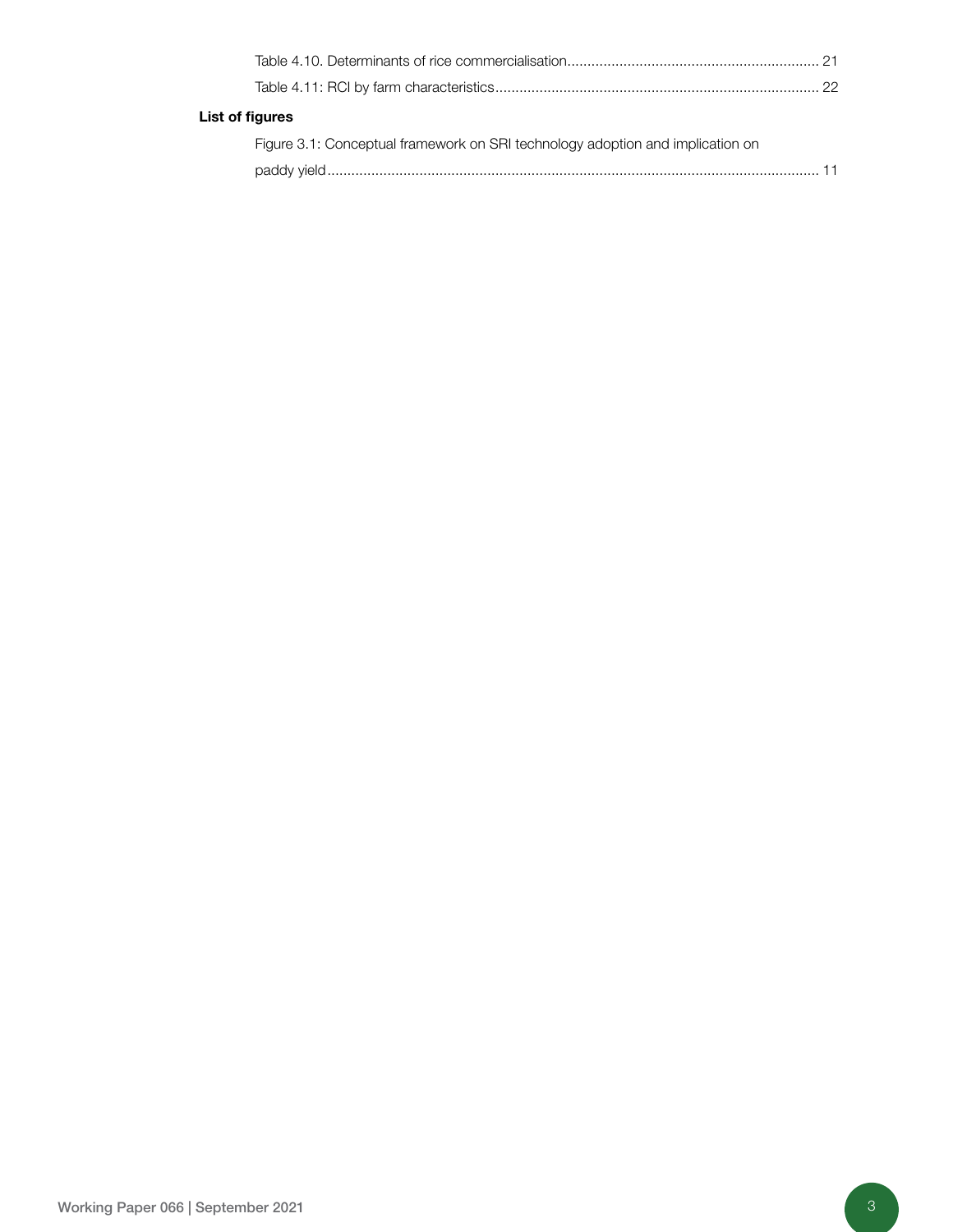Table 4.10. Determinants of rice commercialisation............................................................... 21

Table 4.11: RCI by farm characteristics................................................................................ 22

**List of figures**

Figure 3.1: Conceptual framework on SRI technology adoption and implication on paddy yield.......................................................................................................................... 11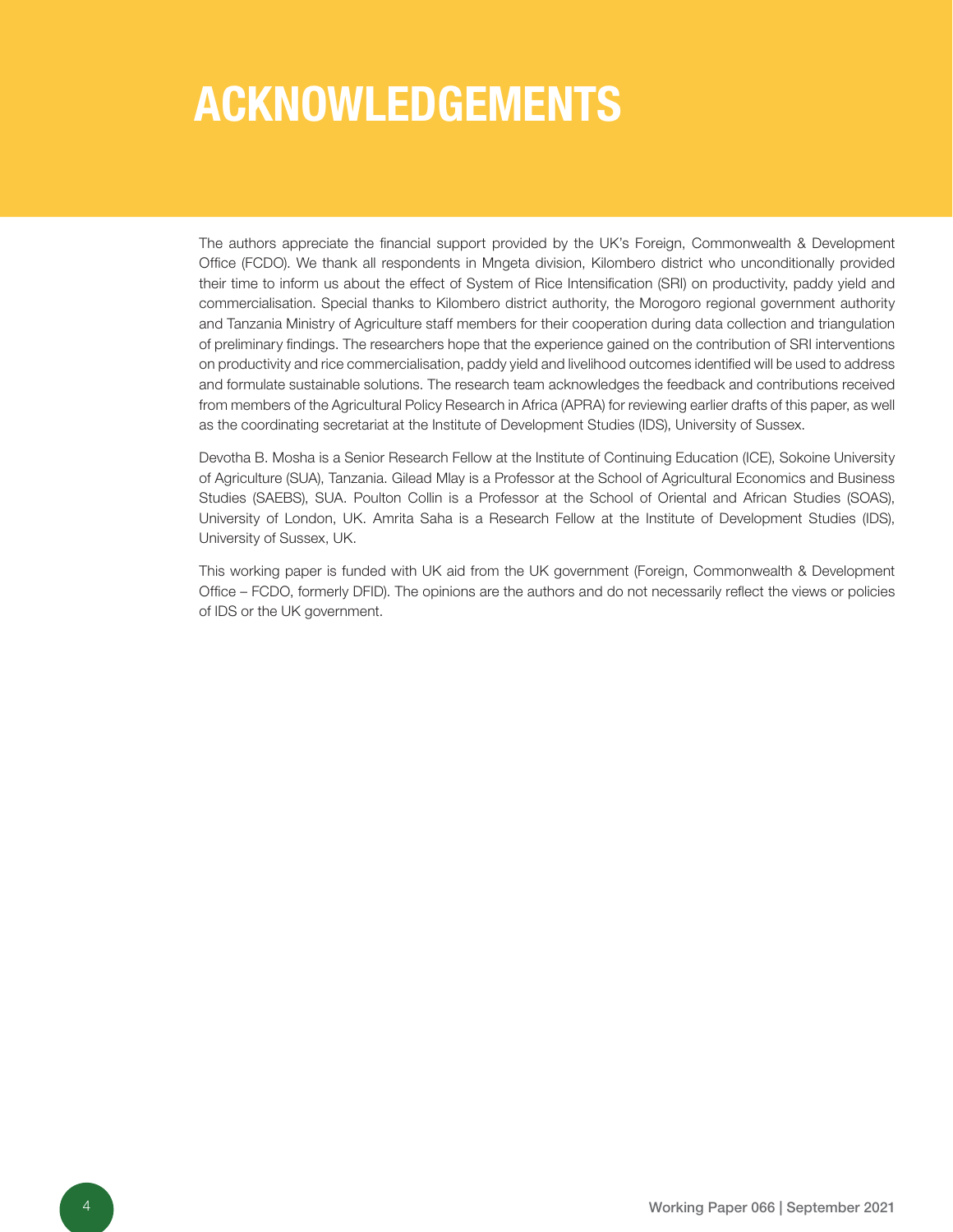# ACKNOWLEDGEMENTS

The authors appreciate the financial support provided by the UK's Foreign, Commonwealth & Development Office (FCDO). We thank all respondents in Mngeta division, Kilombero district who unconditionally provided their time to inform us about the effect of System of Rice Intensification (SRI) on productivity, paddy yield and commercialisation. Special thanks to Kilombero district authority, the Morogoro regional government authority and Tanzania Ministry of Agriculture staff members for their cooperation during data collection and triangulation of preliminary findings. The researchers hope that the experience gained on the contribution of SRI interventions on productivity and rice commercialisation, paddy yield and livelihood outcomes identified will be used to address and formulate sustainable solutions. The research team acknowledges the feedback and contributions received from members of the Agricultural Policy Research in Africa (APRA) for reviewing earlier drafts of this paper, as well as the coordinating secretariat at the Institute of Development Studies (IDS), University of Sussex.

Devotha B. Mosha is a Senior Research Fellow at the Institute of Continuing Education (ICE), Sokoine University of Agriculture (SUA), Tanzania. Gilead Mlay is a Professor at the School of Agricultural Economics and Business Studies (SAEBS), SUA. Poulton Collin is a Professor at the School of Oriental and African Studies (SOAS), University of London, UK. Amrita Saha is a Research Fellow at the Institute of Development Studies (IDS), University of Sussex, UK.

This working paper is funded with UK aid from the UK government (Foreign, Commonwealth & Development Office – FCDO, formerly DFID). The opinions are the authors and do not necessarily reflect the views or policies of IDS or the UK government.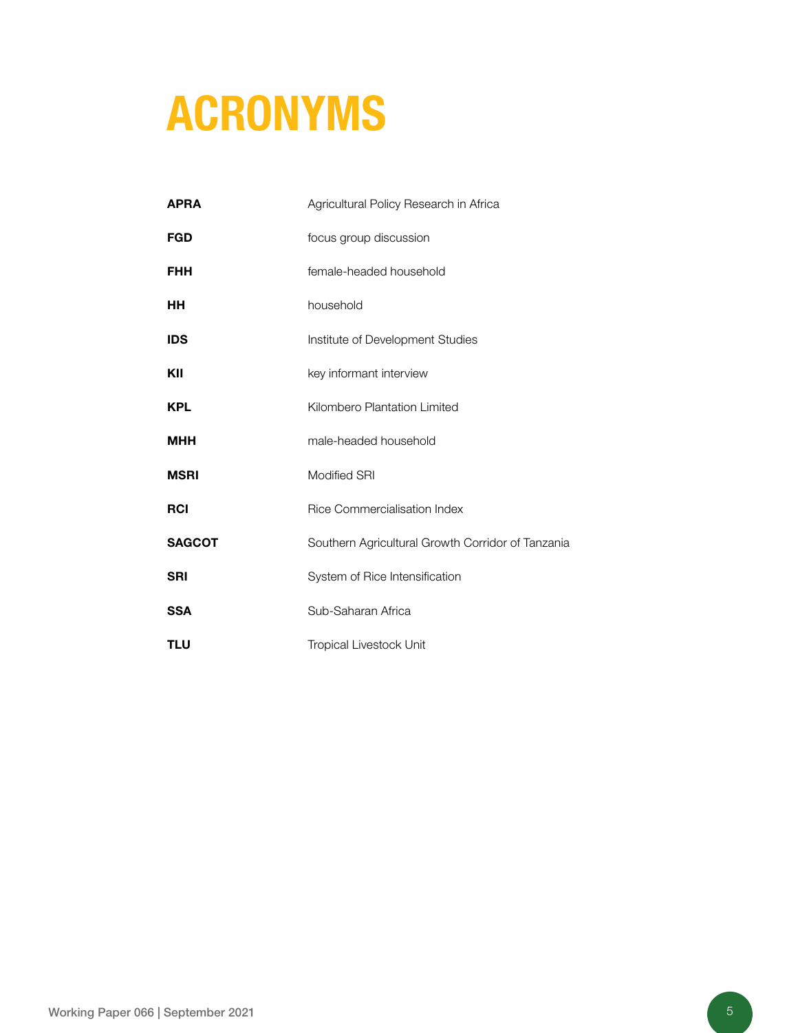# ACRONYMS

| | |
|---|---|
| **APRA** | Agricultural Policy Research in Africa |
| **FGD** | focus group discussion |
| **FHH** | female-headed household |
| **HH** | household |
| **IDS** | Institute of Development Studies |
| **KII** | key informant interview |
| **KPL** | Kilombero Plantation Limited |
| **MHH** | male-headed household |
| **MSRI** | Modified SRI |
| **RCI** | Rice Commercialisation Index |
| **SAGCOT** | Southern Agricultural Growth Corridor of Tanzania |
| **SRI** | System of Rice Intensification |
| **SSA** | Sub-Saharan Africa |
| **TLU** | Tropical Livestock Unit |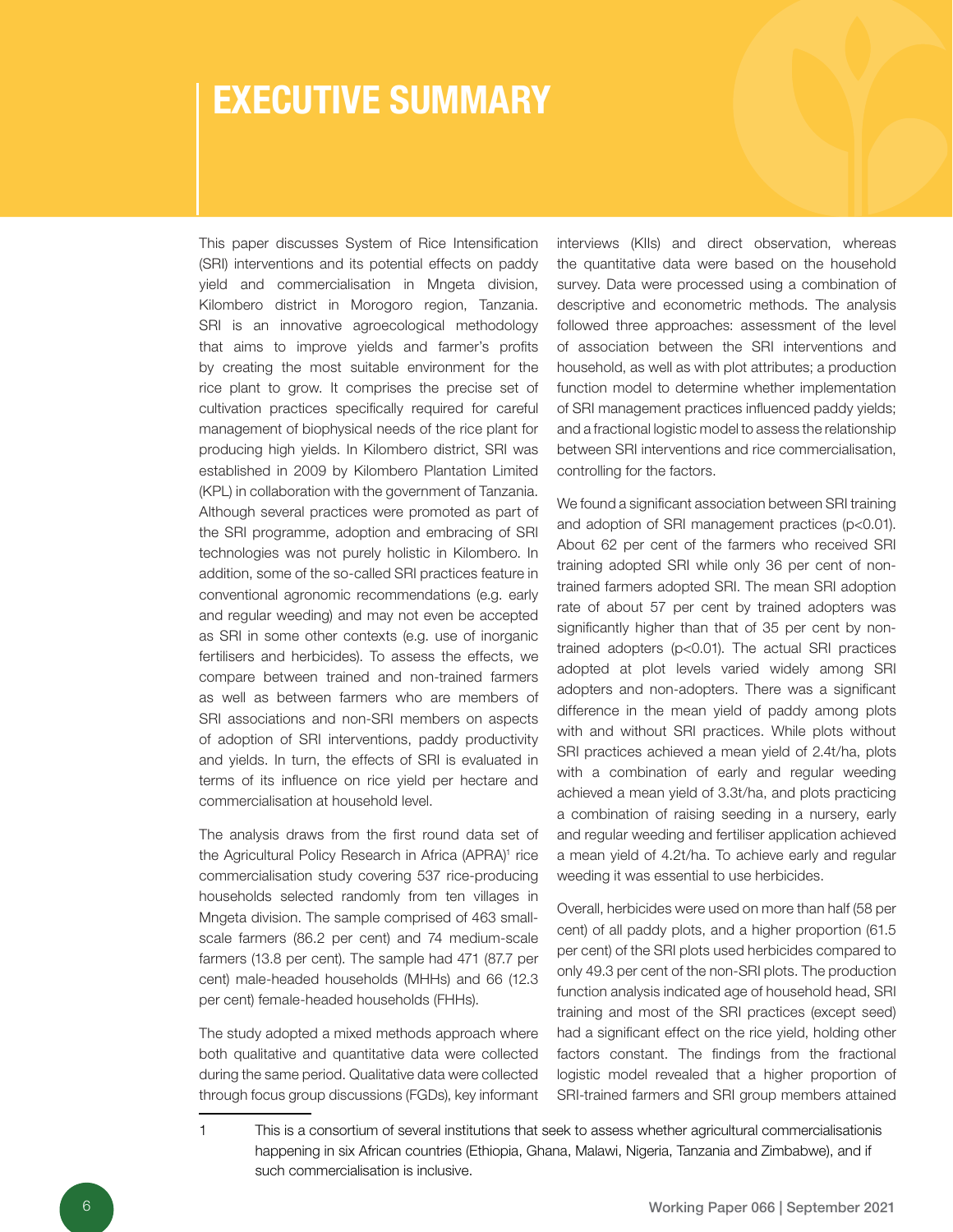# EXECUTIVE SUMMARY

This paper discusses System of Rice Intensification (SRI) interventions and its potential effects on paddy yield and commercialisation in Mngeta division, Kilombero district in Morogoro region, Tanzania. SRI is an innovative agroecological methodology that aims to improve yields and farmer's profits by creating the most suitable environment for the rice plant to grow. It comprises the precise set of cultivation practices specifically required for careful management of biophysical needs of the rice plant for producing high yields. In Kilombero district, SRI was established in 2009 by Kilombero Plantation Limited (KPL) in collaboration with the government of Tanzania. Although several practices were promoted as part of the SRI programme, adoption and embracing of SRI technologies was not purely holistic in Kilombero. In addition, some of the so-called SRI practices feature in conventional agronomic recommendations (e.g. early and regular weeding) and may not even be accepted as SRI in some other contexts (e.g. use of inorganic fertilisers and herbicides). To assess the effects, we compare between trained and non-trained farmers as well as between farmers who are members of SRI associations and non-SRI members on aspects of adoption of SRI interventions, paddy productivity and yields. In turn, the effects of SRI is evaluated in terms of its influence on rice yield per hectare and commercialisation at household level.

The analysis draws from the first round data set of the Agricultural Policy Research in Africa (APRA)[1] rice commercialisation study covering 537 rice-producing households selected randomly from ten villages in Mngeta division. The sample comprised of 463 small-scale farmers (86.2 per cent) and 74 medium-scale farmers (13.8 per cent). The sample had 471 (87.7 per cent) male-headed households (MHHs) and 66 (12.3 per cent) female-headed households (FHHs).

The study adopted a mixed methods approach where both qualitative and quantitative data were collected during the same period. Qualitative data were collected through focus group discussions (FGDs), key informant interviews (KIIs) and direct observation, whereas the quantitative data were based on the household survey. Data were processed using a combination of descriptive and econometric methods. The analysis followed three approaches: assessment of the level of association between the SRI interventions and household, as well as with plot attributes; a production function model to determine whether implementation of SRI management practices influenced paddy yields; and a fractional logistic model to assess the relationship between SRI interventions and rice commercialisation, controlling for the factors.

We found a significant association between SRI training and adoption of SRI management practices ($p<0.01$). About 62 per cent of the farmers who received SRI training adopted SRI while only 36 per cent of non-trained farmers adopted SRI. The mean SRI adoption rate of about 57 per cent by trained adopters was significantly higher than that of 35 per cent by non-trained adopters ($p<0.01$). The actual SRI practices adopted at plot levels varied widely among SRI adopters and non-adopters. There was a significant difference in the mean yield of paddy among plots with and without SRI practices. While plots without SRI practices achieved a mean yield of 2.4t/ha, plots with a combination of early and regular weeding achieved a mean yield of 3.3t/ha, and plots practicing a combination of raising seeding in a nursery, early and regular weeding and fertiliser application achieved a mean yield of 4.2t/ha. To achieve early and regular weeding it was essential to use herbicides.

Overall, herbicides were used on more than half (58 per cent) of all paddy plots, and a higher proportion (61.5 per cent) of the SRI plots used herbicides compared to only 49.3 per cent of the non-SRI plots. The production function analysis indicated age of household head, SRI training and most of the SRI practices (except seed) had a significant effect on the rice yield, holding other factors constant. The findings from the fractional logistic model revealed that a higher proportion of SRI-trained farmers and SRI group members attained

1 This is a consortium of several institutions that seek to assess whether agricultural commercialisationis happening in six African countries (Ethiopia, Ghana, Malawi, Nigeria, Tanzania and Zimbabwe), and if such commercialisation is inclusive.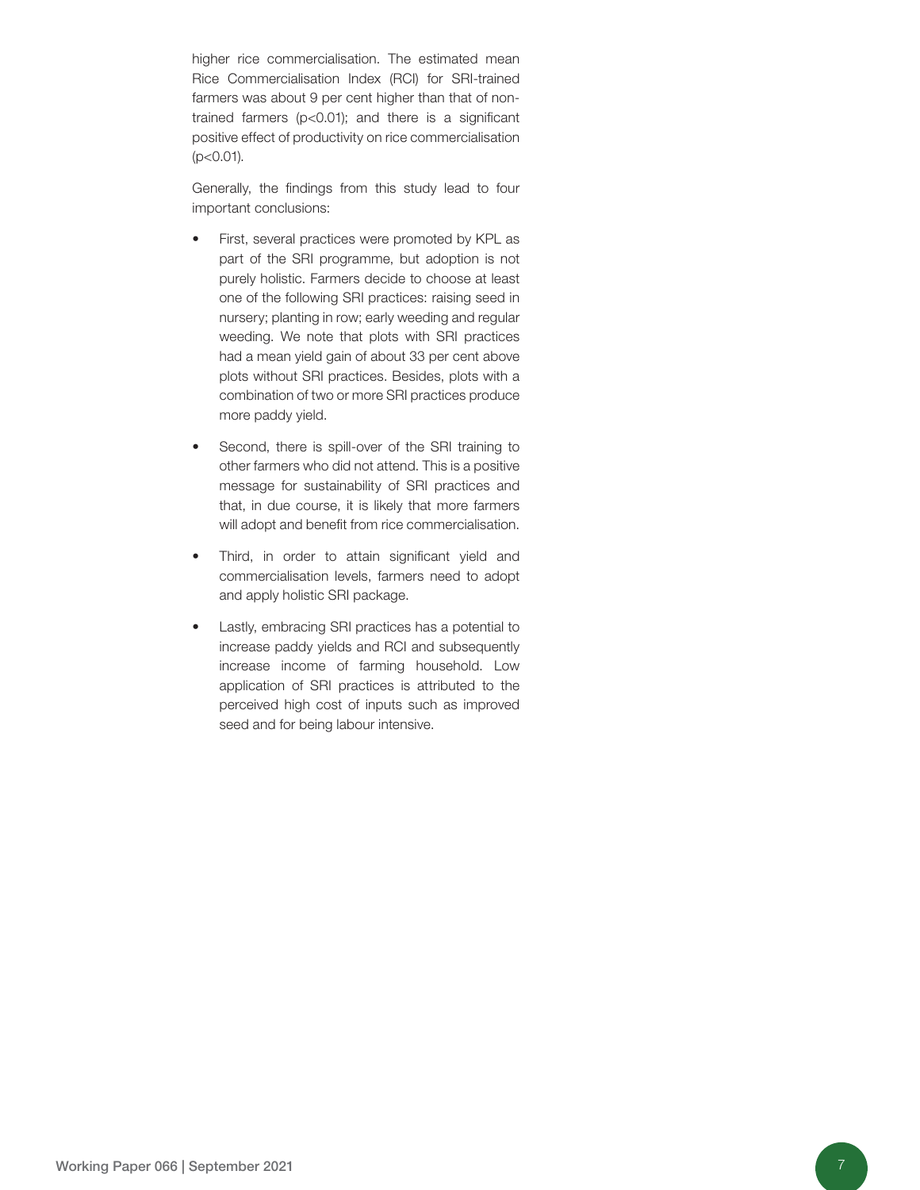higher rice commercialisation. The estimated mean Rice Commercialisation Index (RCI) for SRI-trained farmers was about 9 per cent higher than that of non-trained farmers ($p<0.01$); and there is a significant positive effect of productivity on rice commercialisation ($p<0.01$).

Generally, the findings from this study lead to four important conclusions:

- First, several practices were promoted by KPL as part of the SRI programme, but adoption is not purely holistic. Farmers decide to choose at least one of the following SRI practices: raising seed in nursery; planting in row; early weeding and regular weeding. We note that plots with SRI practices had a mean yield gain of about 33 per cent above plots without SRI practices. Besides, plots with a combination of two or more SRI practices produce more paddy yield.
- Second, there is spill-over of the SRI training to other farmers who did not attend. This is a positive message for sustainability of SRI practices and that, in due course, it is likely that more farmers will adopt and benefit from rice commercialisation.
- Third, in order to attain significant yield and commercialisation levels, farmers need to adopt and apply holistic SRI package.
- Lastly, embracing SRI practices has a potential to increase paddy yields and RCI and subsequently increase income of farming household. Low application of SRI practices is attributed to the perceived high cost of inputs such as improved seed and for being labour intensive.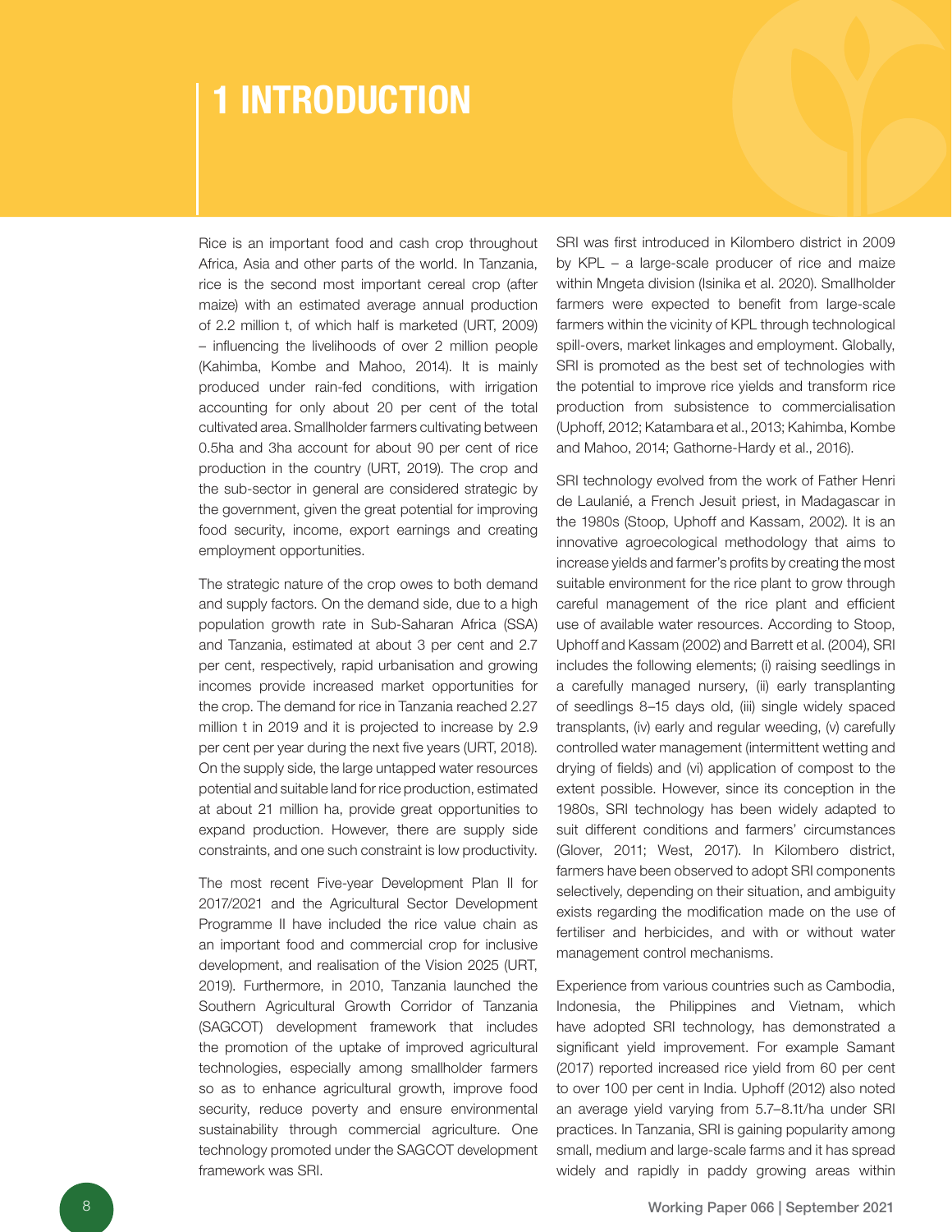# 1 INTRODUCTION

Rice is an important food and cash crop throughout Africa, Asia and other parts of the world. In Tanzania, rice is the second most important cereal crop (after maize) with an estimated average annual production of 2.2 million t, of which half is marketed (URT, 2009) – influencing the livelihoods of over 2 million people (Kahimba, Kombe and Mahoo, 2014). It is mainly produced under rain-fed conditions, with irrigation accounting for only about 20 per cent of the total cultivated area. Smallholder farmers cultivating between 0.5ha and 3ha account for about 90 per cent of rice production in the country (URT, 2019). The crop and the sub-sector in general are considered strategic by the government, given the great potential for improving food security, income, export earnings and creating employment opportunities.

The strategic nature of the crop owes to both demand and supply factors. On the demand side, due to a high population growth rate in Sub-Saharan Africa (SSA) and Tanzania, estimated at about 3 per cent and 2.7 per cent, respectively, rapid urbanisation and growing incomes provide increased market opportunities for the crop. The demand for rice in Tanzania reached 2.27 million t in 2019 and it is projected to increase by 2.9 per cent per year during the next five years (URT, 2018). On the supply side, the large untapped water resources potential and suitable land for rice production, estimated at about 21 million ha, provide great opportunities to expand production. However, there are supply side constraints, and one such constraint is low productivity.

The most recent Five-year Development Plan II for 2017/2021 and the Agricultural Sector Development Programme II have included the rice value chain as an important food and commercial crop for inclusive development, and realisation of the Vision 2025 (URT, 2019). Furthermore, in 2010, Tanzania launched the Southern Agricultural Growth Corridor of Tanzania (SAGCOT) development framework that includes the promotion of the uptake of improved agricultural technologies, especially among smallholder farmers so as to enhance agricultural growth, improve food security, reduce poverty and ensure environmental sustainability through commercial agriculture. One technology promoted under the SAGCOT development framework was SRI.

SRI was first introduced in Kilombero district in 2009 by KPL – a large-scale producer of rice and maize within Mngeta division (Isinika et al. 2020). Smallholder farmers were expected to benefit from large-scale farmers within the vicinity of KPL through technological spill-overs, market linkages and employment. Globally, SRI is promoted as the best set of technologies with the potential to improve rice yields and transform rice production from subsistence to commercialisation (Uphoff, 2012; Katambara et al., 2013; Kahimba, Kombe and Mahoo, 2014; Gathorne-Hardy et al., 2016).

SRI technology evolved from the work of Father Henri de Laulanié, a French Jesuit priest, in Madagascar in the 1980s (Stoop, Uphoff and Kassam, 2002). It is an innovative agroecological methodology that aims to increase yields and farmer's profits by creating the most suitable environment for the rice plant to grow through careful management of the rice plant and efficient use of available water resources. According to Stoop, Uphoff and Kassam (2002) and Barrett et al. (2004), SRI includes the following elements; (i) raising seedlings in a carefully managed nursery, (ii) early transplanting of seedlings 8–15 days old, (iii) single widely spaced transplants, (iv) early and regular weeding, (v) carefully controlled water management (intermittent wetting and drying of fields) and (vi) application of compost to the extent possible. However, since its conception in the 1980s, SRI technology has been widely adapted to suit different conditions and farmers' circumstances (Glover, 2011; West, 2017). In Kilombero district, farmers have been observed to adopt SRI components selectively, depending on their situation, and ambiguity exists regarding the modification made on the use of fertiliser and herbicides, and with or without water management control mechanisms.

Experience from various countries such as Cambodia, Indonesia, the Philippines and Vietnam, which have adopted SRI technology, has demonstrated a significant yield improvement. For example Samant (2017) reported increased rice yield from 60 per cent to over 100 per cent in India. Uphoff (2012) also noted an average yield varying from 5.7–8.1t/ha under SRI practices. In Tanzania, SRI is gaining popularity among small, medium and large-scale farms and it has spread widely and rapidly in paddy growing areas within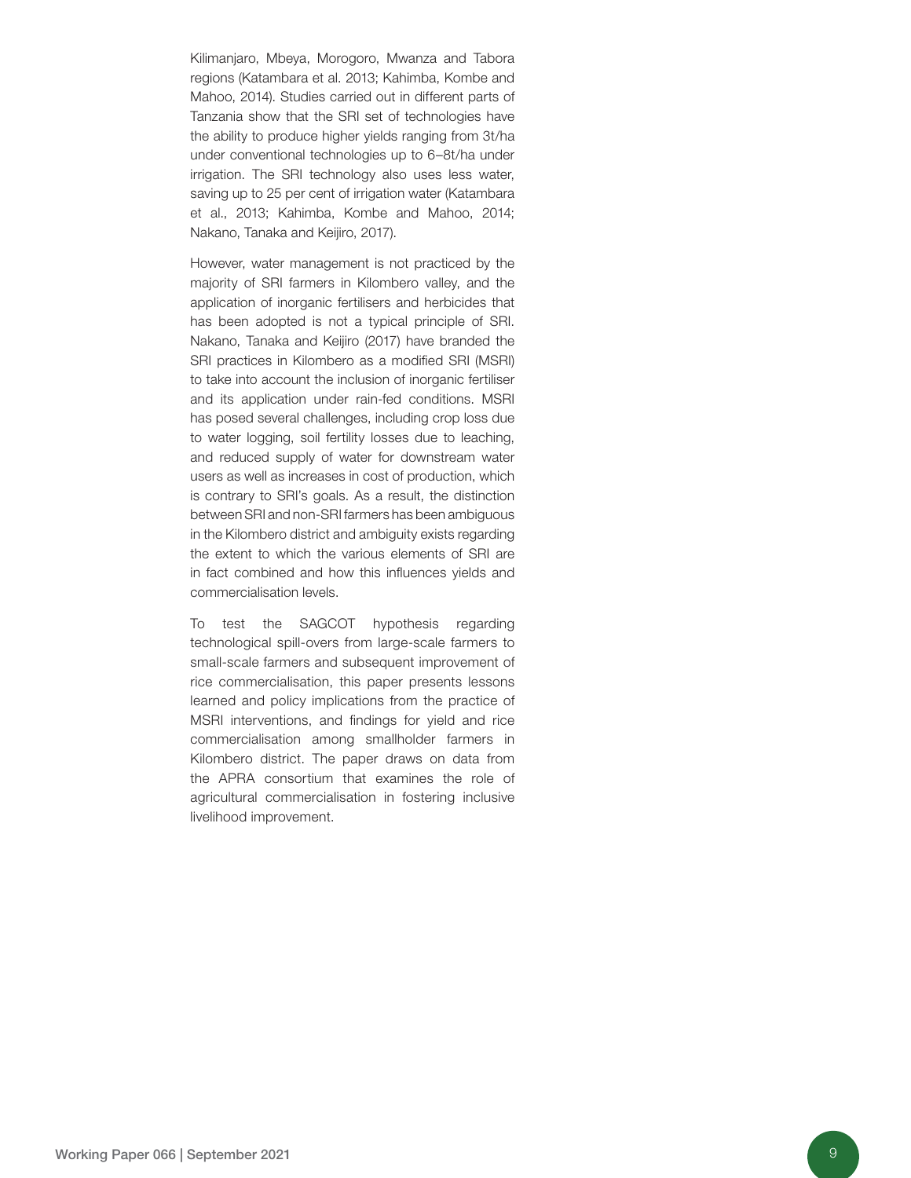Kilimanjaro, Mbeya, Morogoro, Mwanza and Tabora regions (Katambara et al. 2013; Kahimba, Kombe and Mahoo, 2014). Studies carried out in different parts of Tanzania show that the SRI set of technologies have the ability to produce higher yields ranging from 3t/ha under conventional technologies up to 6–8t/ha under irrigation. The SRI technology also uses less water, saving up to 25 per cent of irrigation water (Katambara et al., 2013; Kahimba, Kombe and Mahoo, 2014; Nakano, Tanaka and Keijiro, 2017).

However, water management is not practiced by the majority of SRI farmers in Kilombero valley, and the application of inorganic fertilisers and herbicides that has been adopted is not a typical principle of SRI. Nakano, Tanaka and Keijiro (2017) have branded the SRI practices in Kilombero as a modified SRI (MSRI) to take into account the inclusion of inorganic fertiliser and its application under rain-fed conditions. MSRI has posed several challenges, including crop loss due to water logging, soil fertility losses due to leaching, and reduced supply of water for downstream water users as well as increases in cost of production, which is contrary to SRI's goals. As a result, the distinction between SRI and non-SRI farmers has been ambiguous in the Kilombero district and ambiguity exists regarding the extent to which the various elements of SRI are in fact combined and how this influences yields and commercialisation levels.

To test the SAGCOT hypothesis regarding technological spill-overs from large-scale farmers to small-scale farmers and subsequent improvement of rice commercialisation, this paper presents lessons learned and policy implications from the practice of MSRI interventions, and findings for yield and rice commercialisation among smallholder farmers in Kilombero district. The paper draws on data from the APRA consortium that examines the role of agricultural commercialisation in fostering inclusive livelihood improvement.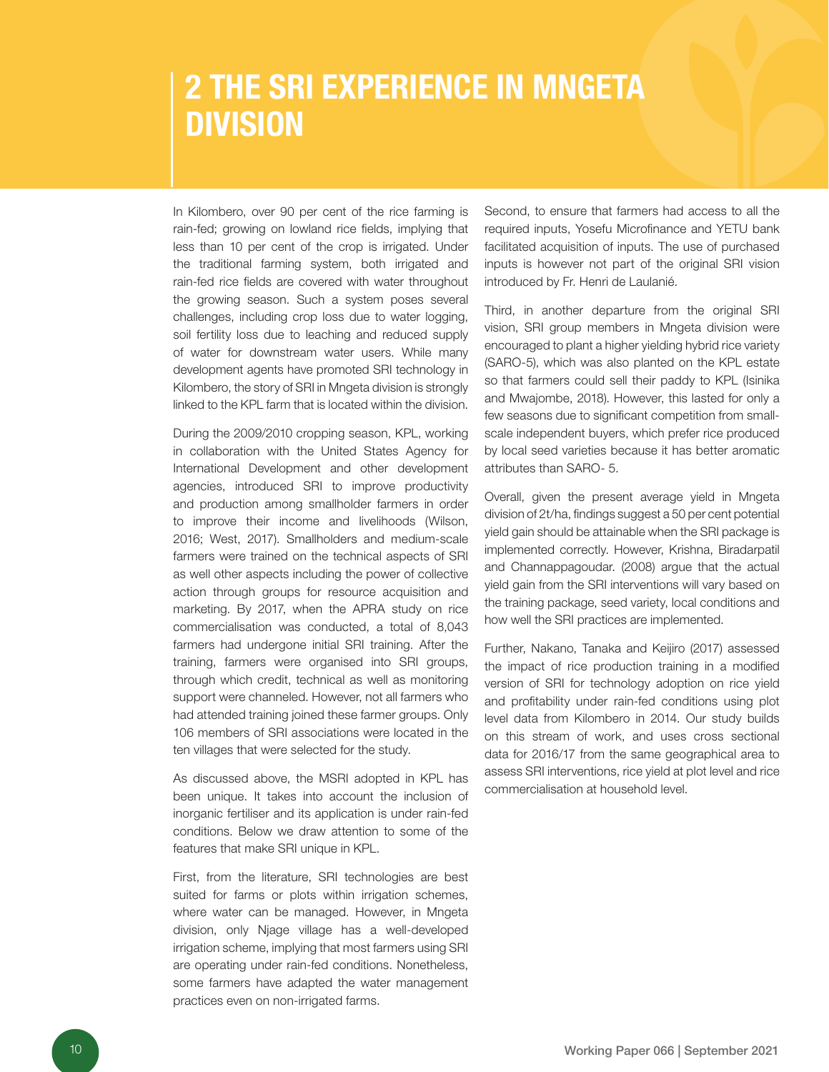# 2 THE SRI EXPERIENCE IN MNGETA DIVISION

In Kilombero, over 90 per cent of the rice farming is rain-fed; growing on lowland rice fields, implying that less than 10 per cent of the crop is irrigated. Under the traditional farming system, both irrigated and rain-fed rice fields are covered with water throughout the growing season. Such a system poses several challenges, including crop loss due to water logging, soil fertility loss due to leaching and reduced supply of water for downstream water users. While many development agents have promoted SRI technology in Kilombero, the story of SRI in Mngeta division is strongly linked to the KPL farm that is located within the division.

During the 2009/2010 cropping season, KPL, working in collaboration with the United States Agency for International Development and other development agencies, introduced SRI to improve productivity and production among smallholder farmers in order to improve their income and livelihoods (Wilson, 2016; West, 2017). Smallholders and medium-scale farmers were trained on the technical aspects of SRI as well other aspects including the power of collective action through groups for resource acquisition and marketing. By 2017, when the APRA study on rice commercialisation was conducted, a total of 8,043 farmers had undergone initial SRI training. After the training, farmers were organised into SRI groups, through which credit, technical as well as monitoring support were channeled. However, not all farmers who had attended training joined these farmer groups. Only 106 members of SRI associations were located in the ten villages that were selected for the study.

As discussed above, the MSRI adopted in KPL has been unique. It takes into account the inclusion of inorganic fertiliser and its application is under rain-fed conditions. Below we draw attention to some of the features that make SRI unique in KPL.

First, from the literature, SRI technologies are best suited for farms or plots within irrigation schemes, where water can be managed. However, in Mngeta division, only Njage village has a well-developed irrigation scheme, implying that most farmers using SRI are operating under rain-fed conditions. Nonetheless, some farmers have adapted the water management practices even on non-irrigated farms.

Second, to ensure that farmers had access to all the required inputs, Yosefu Microfinance and YETU bank facilitated acquisition of inputs. The use of purchased inputs is however not part of the original SRI vision introduced by Fr. Henri de Laulanié.

Third, in another departure from the original SRI vision, SRI group members in Mngeta division were encouraged to plant a higher yielding hybrid rice variety (SARO-5), which was also planted on the KPL estate so that farmers could sell their paddy to KPL (Isinika and Mwajombe, 2018). However, this lasted for only a few seasons due to significant competition from small-scale independent buyers, which prefer rice produced by local seed varieties because it has better aromatic attributes than SARO- 5.

Overall, given the present average yield in Mngeta division of 2t/ha, findings suggest a 50 per cent potential yield gain should be attainable when the SRI package is implemented correctly. However, Krishna, Biradarpatil and Channappagoudar. (2008) argue that the actual yield gain from the SRI interventions will vary based on the training package, seed variety, local conditions and how well the SRI practices are implemented.

Further, Nakano, Tanaka and Keijiro (2017) assessed the impact of rice production training in a modified version of SRI for technology adoption on rice yield and profitability under rain-fed conditions using plot level data from Kilombero in 2014. Our study builds on this stream of work, and uses cross sectional data for 2016/17 from the same geographical area to assess SRI interventions, rice yield at plot level and rice commercialisation at household level.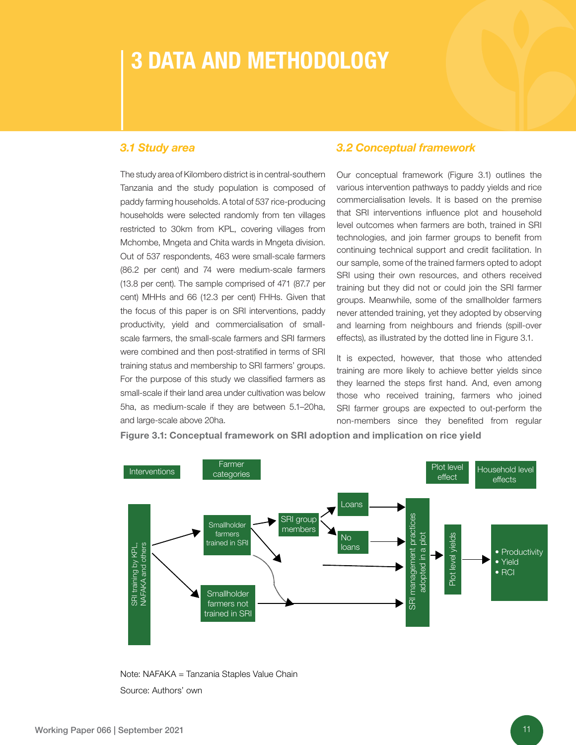# 3 DATA AND METHODOLOGY

### *3.1 Study area*

The study area of Kilombero district is in central-southern Tanzania and the study population is composed of paddy farming households. A total of 537 rice-producing households were selected randomly from ten villages restricted to 30km from KPL, covering villages from Mchombe, Mngeta and Chita wards in Mngeta division. Out of 537 respondents, 463 were small-scale farmers (86.2 per cent) and 74 were medium-scale farmers (13.8 per cent). The sample comprised of 471 (87.7 per cent) MHHs and 66 (12.3 per cent) FHHs. Given that the focus of this paper is on SRI interventions, paddy productivity, yield and commercialisation of small-scale farmers, the small-scale farmers and SRI farmers were combined and then post-stratified in terms of SRI training status and membership to SRI farmers' groups. For the purpose of this study we classified farmers as small-scale if their land area under cultivation was below 5ha, as medium-scale if they are between 5.1–20ha, and large-scale above 20ha.

### *3.2 Conceptual framework*

Our conceptual framework (Figure 3.1) outlines the various intervention pathways to paddy yields and rice commercialisation levels. It is based on the premise that SRI interventions influence plot and household level outcomes when farmers are both, trained in SRI technologies, and join farmer groups to benefit from continuing technical support and credit facilitation. In our sample, some of the trained farmers opted to adopt SRI using their own resources, and others received training but they did not or could join the SRI farmer groups. Meanwhile, some of the smallholder farmers never attended training, yet they adopted by observing and learning from neighbours and friends (spill-over effects), as illustrated by the dotted line in Figure 3.1.

It is expected, however, that those who attended training are more likely to achieve better yields since they learned the steps first hand. And, even among those who received training, farmers who joined SRI farmer groups are expected to out-perform the non-members since they benefited from regular

**Figure 3.1: Conceptual framework on SRI adoption and implication on rice yield**

| Interventions | Farmer categories | | | Plot level effect | Household level effects |
|---|---|---|---|---|---|
| SRI training by KPL, NAFAKA and others | Smallholder farmers trained in SRI | SRI group members | Loans / No loans | SRI management practices adopted in a plot → Plot level yields | • Productivity<br>• Yield<br>• RCI |
| | Smallholder farmers not trained in SRI | | | | |

Note: NAFAKA = Tanzania Staples Value Chain

Source: Authors' own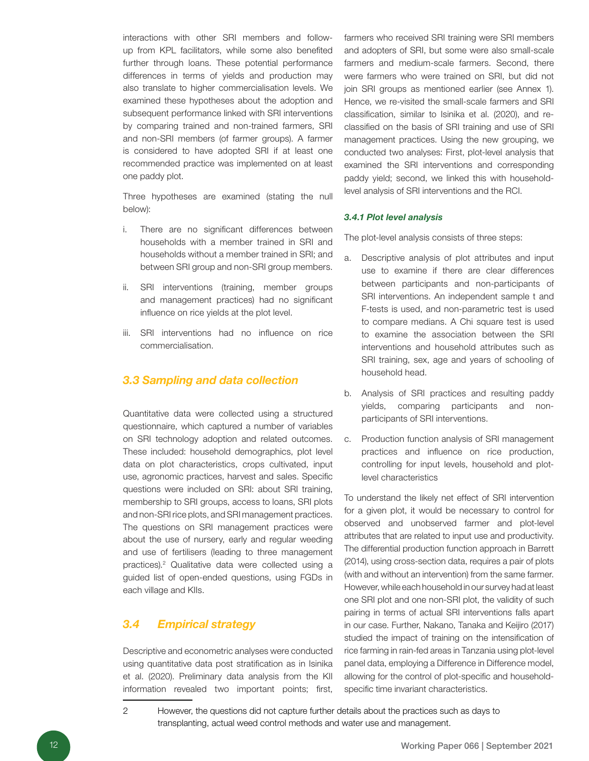interactions with other SRI members and follow-up from KPL facilitators, while some also benefited further through loans. These potential performance differences in terms of yields and production may also translate to higher commercialisation levels. We examined these hypotheses about the adoption and subsequent performance linked with SRI interventions by comparing trained and non-trained farmers, SRI and non-SRI members (of farmer groups). A farmer is considered to have adopted SRI if at least one recommended practice was implemented on at least one paddy plot.

Three hypotheses are examined (stating the null below):

i. There are no significant differences between households with a member trained in SRI and households without a member trained in SRI; and between SRI group and non-SRI group members.

ii. SRI interventions (training, member groups and management practices) had no significant influence on rice yields at the plot level.

iii. SRI interventions had no influence on rice commercialisation.

## 3.3 Sampling and data collection

Quantitative data were collected using a structured questionnaire, which captured a number of variables on SRI technology adoption and related outcomes. These included: household demographics, plot level data on plot characteristics, crops cultivated, input use, agronomic practices, harvest and sales. Specific questions were included on SRI: about SRI training, membership to SRI groups, access to loans, SRI plots and non-SRI rice plots, and SRI management practices. The questions on SRI management practices were about the use of nursery, early and regular weeding and use of fertilisers (leading to three management practices).[2] Qualitative data were collected using a guided list of open-ended questions, using FGDs in each village and KIIs.

## 3.4 Empirical strategy

Descriptive and econometric analyses were conducted using quantitative data post stratification as in Isinika et al. (2020). Preliminary data analysis from the KII information revealed two important points; first, farmers who received SRI training were SRI members and adopters of SRI, but some were also small-scale farmers and medium-scale farmers. Second, there were farmers who were trained on SRI, but did not join SRI groups as mentioned earlier (see Annex 1). Hence, we re-visited the small-scale farmers and SRI classification, similar to Isinika et al. (2020), and re-classified on the basis of SRI training and use of SRI management practices. Using the new grouping, we conducted two analyses: First, plot-level analysis that examined the SRI interventions and corresponding paddy yield; second, we linked this with household-level analysis of SRI interventions and the RCI.

### *3.4.1 Plot level analysis*

The plot-level analysis consists of three steps:

a. Descriptive analysis of plot attributes and input use to examine if there are clear differences between participants and non-participants of SRI interventions. An independent sample t and F-tests is used, and non-parametric test is used to compare medians. A Chi square test is used to examine the association between the SRI interventions and household attributes such as SRI training, sex, age and years of schooling of household head.

b. Analysis of SRI practices and resulting paddy yields, comparing participants and non-participants of SRI interventions.

c. Production function analysis of SRI management practices and influence on rice production, controlling for input levels, household and plot-level characteristics

To understand the likely net effect of SRI intervention for a given plot, it would be necessary to control for observed and unobserved farmer and plot-level attributes that are related to input use and productivity. The differential production function approach in Barrett (2014), using cross-section data, requires a pair of plots (with and without an intervention) from the same farmer. However, while each household in our survey had at least one SRI plot and one non-SRI plot, the validity of such pairing in terms of actual SRI interventions falls apart in our case. Further, Nakano, Tanaka and Keijiro (2017) studied the impact of training on the intensification of rice farming in rain-fed areas in Tanzania using plot-level panel data, employing a Difference in Difference model, allowing for the control of plot-specific and household-specific time invariant characteristics.

---

2 However, the questions did not capture further details about the practices such as days to transplanting, actual weed control methods and water use and management.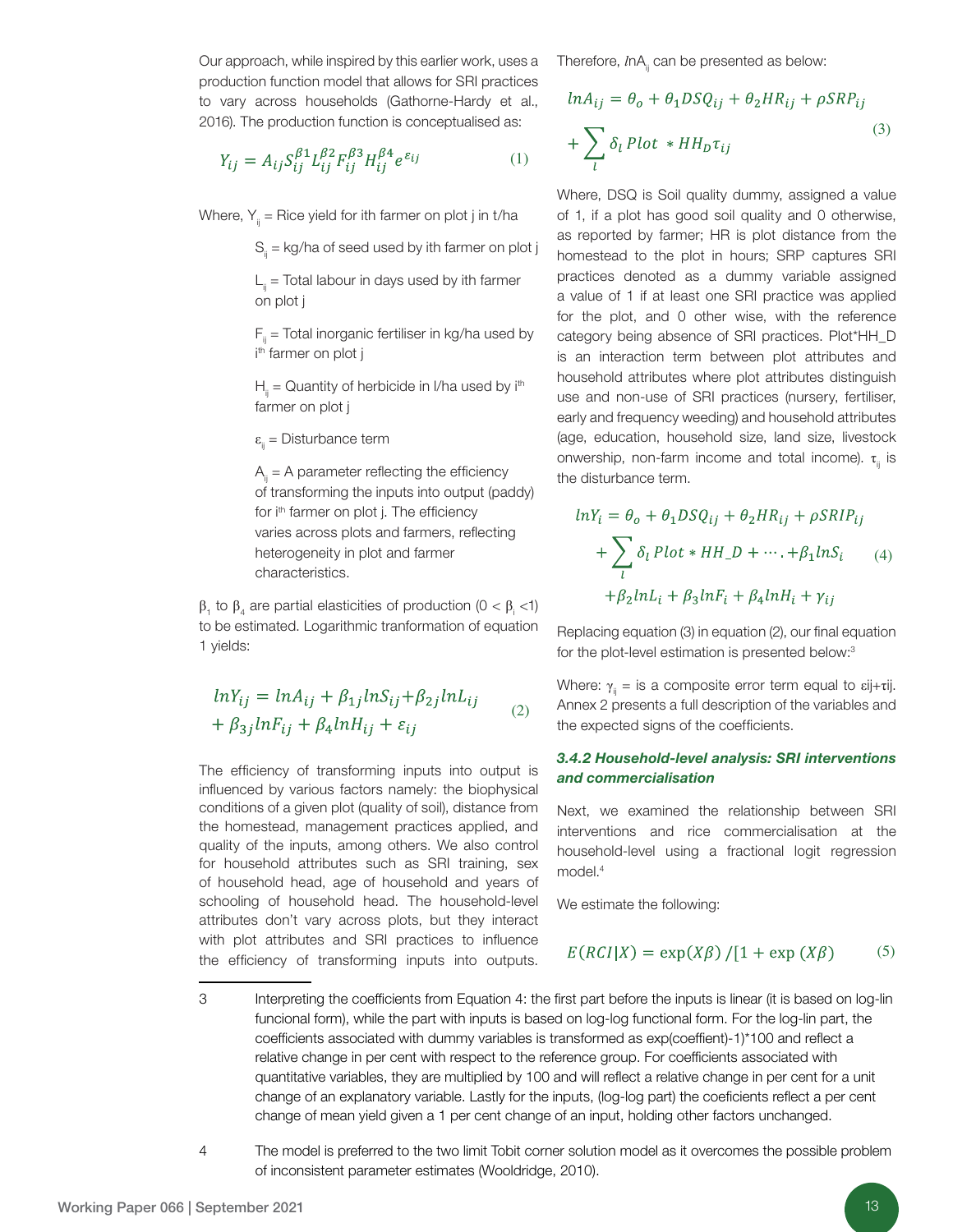Our approach, while inspired by this earlier work, uses a production function model that allows for SRI practices to vary across households (Gathorne-Hardy et al., 2016). The production function is conceptualised as:

$$Y_{ij} = A_{ij} S_{ij}^{\beta 1} L_{ij}^{\beta 2} F_{ij}^{\beta 3} H_{ij}^{\beta 4} e^{\varepsilon_{ij}} \tag{1}$$

Where, $Y_{ij}$ = Rice yield for ith farmer on plot j in t/ha

$S_{ij}$ = kg/ha of seed used by ith farmer on plot j

$L_{ij}$ = Total labour in days used by ith farmer on plot j

$F_{ij}$ = Total inorganic fertiliser in kg/ha used by $i^{th}$ farmer on plot j

$H_{ij}$ = Quantity of herbicide in l/ha used by $i^{th}$ farmer on plot j

$\varepsilon_{ij}$ = Disturbance term

$A_{ij}$ = A parameter reflecting the efficiency of transforming the inputs into output (paddy) for $i^{th}$ farmer on plot j. The efficiency varies across plots and farmers, reflecting heterogeneity in plot and farmer characteristics.

$\beta_1$ to $\beta_4$ are partial elasticities of production ($0 < \beta_i < 1$) to be estimated. Logarithmic tranformation of equation 1 yields:

$$lnY_{ij} = lnA_{ij} + \beta_{1j} lnS_{ij} + \beta_{2j} lnL_{ij} + \beta_{3j} lnF_{ij} + \beta_4 lnH_{ij} + \varepsilon_{ij} \tag{2}$$

The efficiency of transforming inputs into output is influenced by various factors namely: the biophysical conditions of a given plot (quality of soil), distance from the homestead, management practices applied, and quality of the inputs, among others. We also control for household attributes such as SRI training, sex of household head, age of household and years of schooling of household head. The household-level attributes don't vary across plots, but they interact with plot attributes and SRI practices to influence the efficiency of transforming inputs into outputs. Therefore, $lnA_{ij}$ can be presented as below:

$$lnA_{ij} = \theta_o + \theta_1 DSQ_{ij} + \theta_2 HR_{ij} + \rho SRP_{ij} + \sum_l \delta_l \, Plot * HH_D \tau_{ij} \tag{3}$$

Where, DSQ is Soil quality dummy, assigned a value of 1, if a plot has good soil quality and 0 otherwise, as reported by farmer; HR is plot distance from the homestead to the plot in hours; SRP captures SRI practices denoted as a dummy variable assigned a value of 1 if at least one SRI practice was applied for the plot, and 0 other wise, with the reference category being absence of SRI practices. Plot*HH_D is an interaction term between plot attributes and household attributes where plot attributes distinguish use and non-use of SRI practices (nursery, fertiliser, early and frequency weeding) and household attributes (age, education, household size, land size, livestock onwership, non-farm income and total income). $\tau_{ij}$ is the disturbance term.

$$lnY_i = \theta_o + \theta_1 DSQ_{ij} + \theta_2 HR_{ij} + \rho SRIP_{ij} + \sum_l \delta_l \, Plot * HH\_D + \cdots . + \beta_1 lnS_i + \beta_2 lnL_i + \beta_3 lnF_i + \beta_4 lnH_i + \gamma_{ij} \tag{4}$$

Replacing equation (3) in equation (2), our final equation for the plot-level estimation is presented below:[3]

Where: $\gamma_{ij}$ = is a composite error term equal to $\varepsilon ij + \tau ij$. Annex 2 presents a full description of the variables and the expected signs of the coefficients.

### *3.4.2 Household-level analysis: SRI interventions and commercialisation*

Next, we examined the relationship between SRI interventions and rice commercialisation at the household-level using a fractional logit regression model.[4]

We estimate the following:

$$E(RCI|X) = \exp(X\beta) / [1 + \exp(X\beta) \tag{5}$$

---

3 Interpreting the coefficients from Equation 4: the first part before the inputs is linear (it is based on log-lin funcional form), while the part with inputs is based on log-log functional form. For the log-lin part, the coefficients associated with dummy variables is transformed as exp(coeffient)-1)*100 and reflect a relative change in per cent with respect to the reference group. For coefficients associated with quantitative variables, they are multiplied by 100 and will reflect a relative change in per cent for a unit change of an explanatory variable. Lastly for the inputs, (log-log part) the coeficients reflect a per cent change of mean yield given a 1 per cent change of an input, holding other factors unchanged.

4 The model is preferred to the two limit Tobit corner solution model as it overcomes the possible problem of inconsistent parameter estimates (Wooldridge, 2010).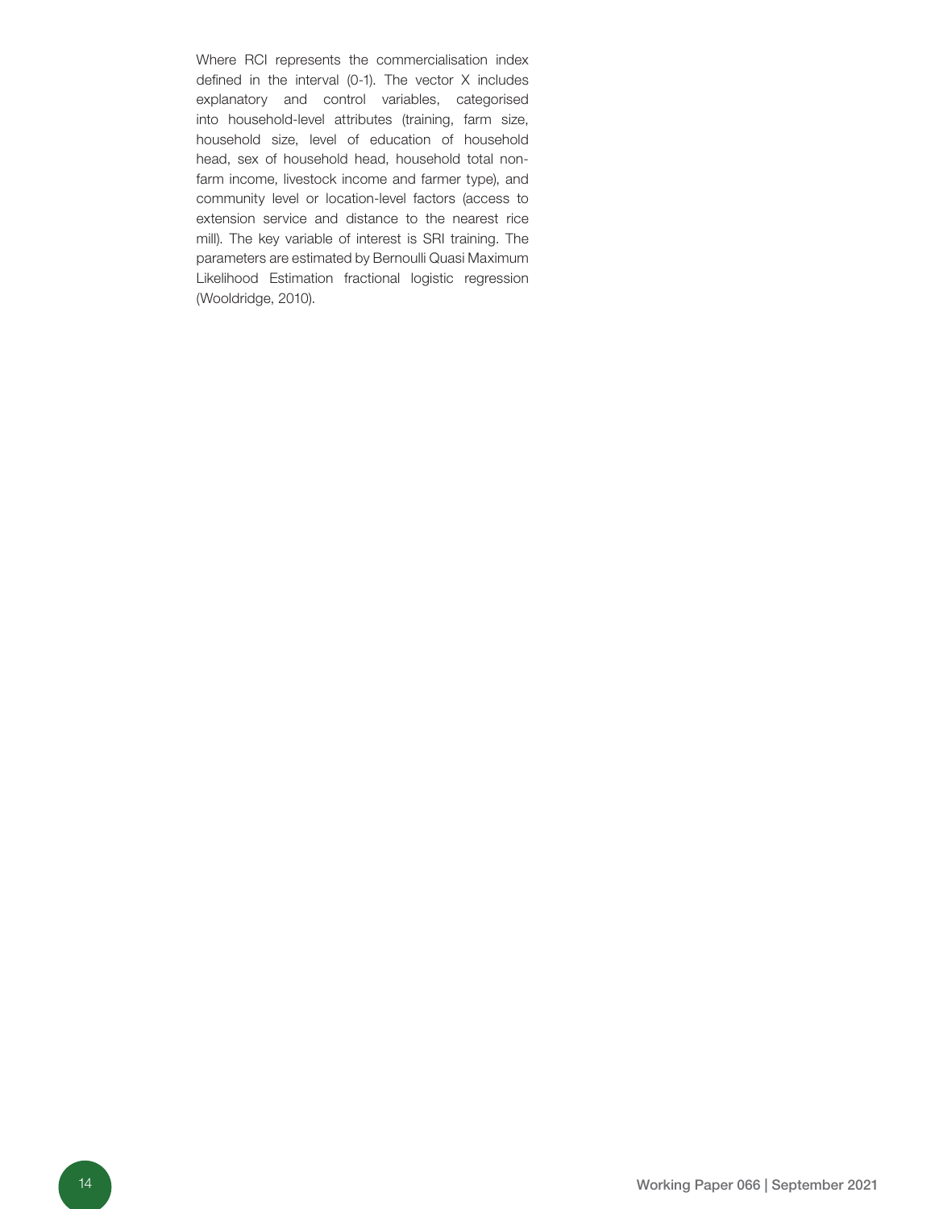Where RCI represents the commercialisation index defined in the interval (0-1). The vector X includes explanatory and control variables, categorised into household-level attributes (training, farm size, household size, level of education of household head, sex of household head, household total non-farm income, livestock income and farmer type), and community level or location-level factors (access to extension service and distance to the nearest rice mill). The key variable of interest is SRI training. The parameters are estimated by Bernoulli Quasi Maximum Likelihood Estimation fractional logistic regression (Wooldridge, 2010).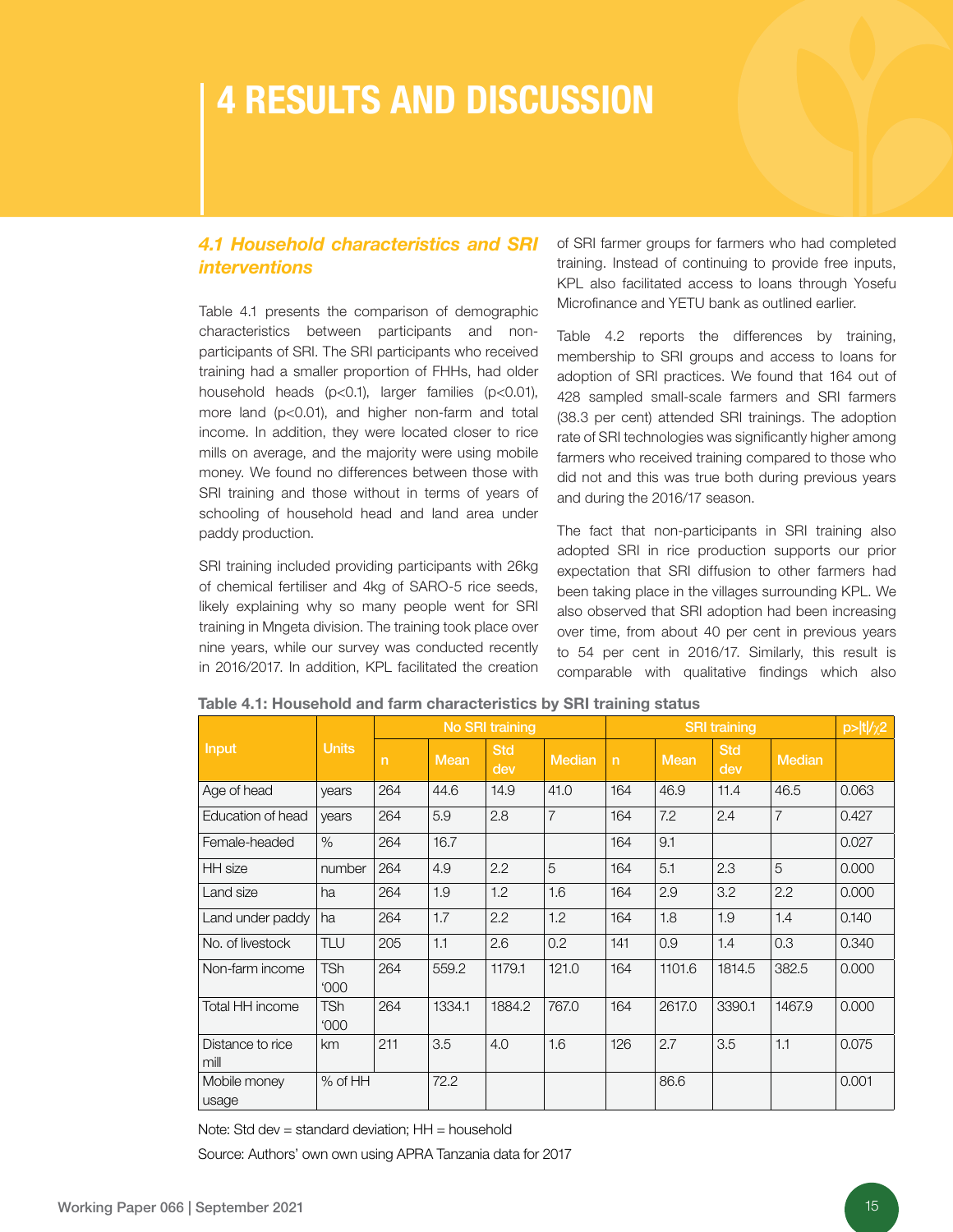# 4 RESULTS AND DISCUSSION

## *4.1 Household characteristics and SRI interventions*

Table 4.1 presents the comparison of demographic characteristics between participants and non-participants of SRI. The SRI participants who received training had a smaller proportion of FHHs, had older household heads (p<0.1), larger families (p<0.01), more land (p<0.01), and higher non-farm and total income. In addition, they were located closer to rice mills on average, and the majority were using mobile money. We found no differences between those with SRI training and those without in terms of years of schooling of household head and land area under paddy production.

SRI training included providing participants with 26kg of chemical fertiliser and 4kg of SARO-5 rice seeds, likely explaining why so many people went for SRI training in Mngeta division. The training took place over nine years, while our survey was conducted recently in 2016/2017. In addition, KPL facilitated the creation of SRI farmer groups for farmers who had completed training. Instead of continuing to provide free inputs, KPL also facilitated access to loans through Yosefu Microfinance and YETU bank as outlined earlier.

Table 4.2 reports the differences by training, membership to SRI groups and access to loans for adoption of SRI practices. We found that 164 out of 428 sampled small-scale farmers and SRI farmers (38.3 per cent) attended SRI trainings. The adoption rate of SRI technologies was significantly higher among farmers who received training compared to those who did not and this was true both during previous years and during the 2016/17 season.

The fact that non-participants in SRI training also adopted SRI in rice production supports our prior expectation that SRI diffusion to other farmers had been taking place in the villages surrounding KPL. We also observed that SRI adoption had been increasing over time, from about 40 per cent in previous years to 54 per cent in 2016/17. Similarly, this result is comparable with qualitative findings which also

**Table 4.1: Household and farm characteristics by SRI training status**

| Input | Units | No SRI training | | | | SRI training | | | | $p>\|t\|/\chi2$ |
|---|---|---|---|---|---|---|---|---|---|---|
| | | n | Mean | Std dev | Median | n | Mean | Std dev | Median | |
| Age of head | years | 264 | 44.6 | 14.9 | 41.0 | 164 | 46.9 | 11.4 | 46.5 | 0.063 |
| Education of head | years | 264 | 5.9 | 2.8 | 7 | 164 | 7.2 | 2.4 | 7 | 0.427 |
| Female-headed | % | 264 | 16.7 | | | 164 | 9.1 | | | 0.027 |
| HH size | number | 264 | 4.9 | 2.2 | 5 | 164 | 5.1 | 2.3 | 5 | 0.000 |
| Land size | ha | 264 | 1.9 | 1.2 | 1.6 | 164 | 2.9 | 3.2 | 2.2 | 0.000 |
| Land under paddy | ha | 264 | 1.7 | 2.2 | 1.2 | 164 | 1.8 | 1.9 | 1.4 | 0.140 |
| No. of livestock | TLU | 205 | 1.1 | 2.6 | 0.2 | 141 | 0.9 | 1.4 | 0.3 | 0.340 |
| Non-farm income | TSh '000 | 264 | 559.2 | 1179.1 | 121.0 | 164 | 1101.6 | 1814.5 | 382.5 | 0.000 |
| Total HH income | TSh '000 | 264 | 1334.1 | 1884.2 | 767.0 | 164 | 2617.0 | 3390.1 | 1467.9 | 0.000 |
| Distance to rice mill | km | 211 | 3.5 | 4.0 | 1.6 | 126 | 2.7 | 3.5 | 1.1 | 0.075 |
| Mobile money usage | % of HH | | 72.2 | | | | 86.6 | | | 0.001 |

Note: Std dev = standard deviation; HH = household

Source: Authors' own own using APRA Tanzania data for 2017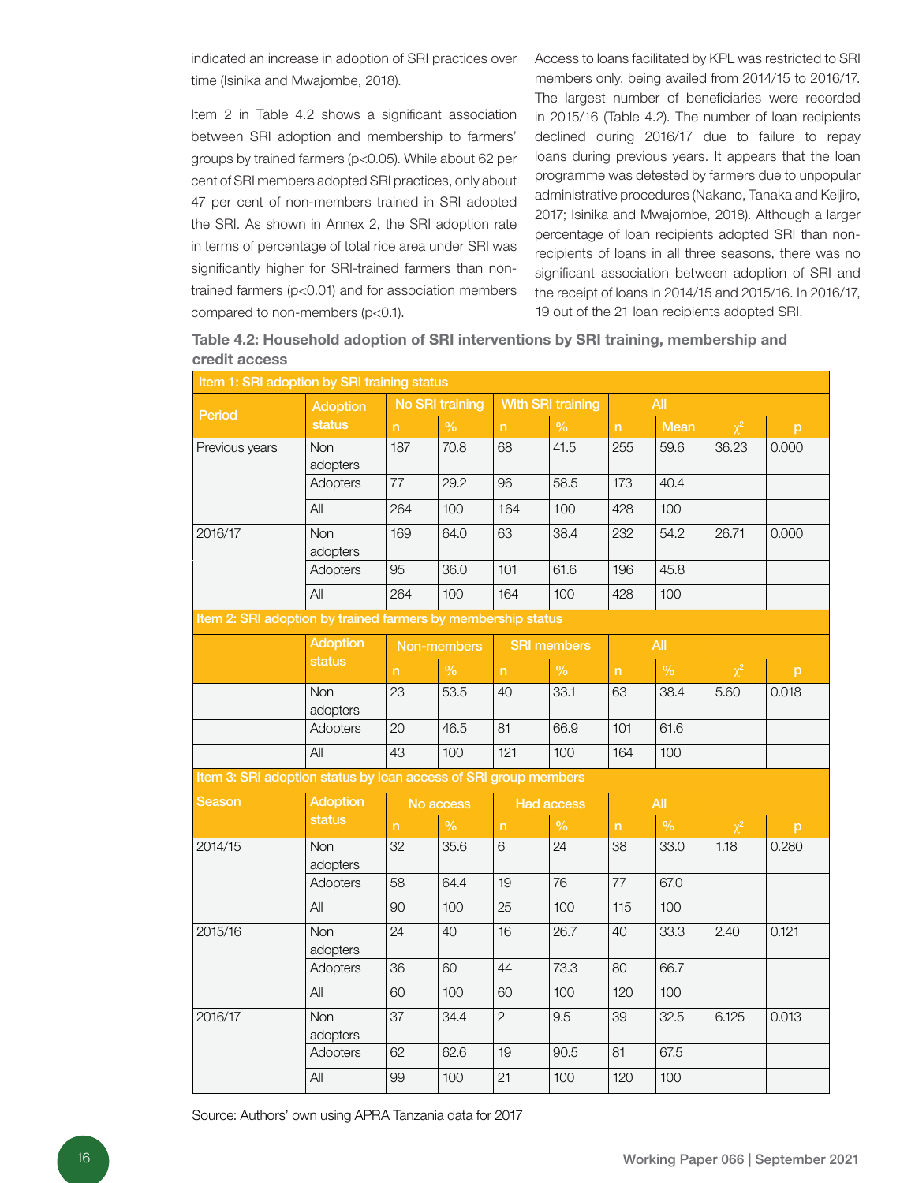indicated an increase in adoption of SRI practices over time (Isinika and Mwajombe, 2018).

Item 2 in Table 4.2 shows a significant association between SRI adoption and membership to farmers' groups by trained farmers ($p<0.05$). While about 62 per cent of SRI members adopted SRI practices, only about 47 per cent of non-members trained in SRI adopted the SRI. As shown in Annex 2, the SRI adoption rate in terms of percentage of total rice area under SRI was significantly higher for SRI-trained farmers than non-trained farmers ($p<0.01$) and for association members compared to non-members ($p<0.1$).

Access to loans facilitated by KPL was restricted to SRI members only, being availed from 2014/15 to 2016/17. The largest number of beneficiaries were recorded in 2015/16 (Table 4.2). The number of loan recipients declined during 2016/17 due to failure to repay loans during previous years. It appears that the loan programme was detested by farmers due to unpopular administrative procedures (Nakano, Tanaka and Keijiro, 2017; Isinika and Mwajombe, 2018). Although a larger percentage of loan recipients adopted SRI than non-recipients of loans in all three seasons, there was no significant association between adoption of SRI and the receipt of loans in 2014/15 and 2015/16. In 2016/17, 19 out of the 21 loan recipients adopted SRI.

**Table 4.2: Household adoption of SRI interventions by SRI training, membership and credit access**

| Item 1: SRI adoption by SRI training status | | | | | | | | | |
|---|---|---|---|---|---|---|---|---|---|
| Period | Adoption status | No SRI training | | With SRI training | | All | | | |
| | | n | % | n | % | n | Mean | $\chi^2$ | p |
| Previous years | Non adopters | 187 | 70.8 | 68 | 41.5 | 255 | 59.6 | 36.23 | 0.000 |
| | Adopters | 77 | 29.2 | 96 | 58.5 | 173 | 40.4 | | |
| | All | 264 | 100 | 164 | 100 | 428 | 100 | | |
| 2016/17 | Non adopters | 169 | 64.0 | 63 | 38.4 | 232 | 54.2 | 26.71 | 0.000 |
| | Adopters | 95 | 36.0 | 101 | 61.6 | 196 | 45.8 | | |
| | All | 264 | 100 | 164 | 100 | 428 | 100 | | |
| **Item 2: SRI adoption by trained farmers by membership status** | | | | | | | | | |
| | Adoption status | Non-members | | SRI members | | All | | | |
| | | n | % | n | % | n | % | $\chi^2$ | p |
| | Non adopters | 23 | 53.5 | 40 | 33.1 | 63 | 38.4 | 5.60 | 0.018 |
| | Adopters | 20 | 46.5 | 81 | 66.9 | 101 | 61.6 | | |
| | All | 43 | 100 | 121 | 100 | 164 | 100 | | |
| **Item 3: SRI adoption status by loan access of SRI group members** | | | | | | | | | |
| Season | Adoption status | No access | | Had access | | All | | | |
| | | n | % | n | % | n | % | $\chi^2$ | p |
| 2014/15 | Non adopters | 32 | 35.6 | 6 | 24 | 38 | 33.0 | 1.18 | 0.280 |
| | Adopters | 58 | 64.4 | 19 | 76 | 77 | 67.0 | | |
| | All | 90 | 100 | 25 | 100 | 115 | 100 | | |
| 2015/16 | Non adopters | 24 | 40 | 16 | 26.7 | 40 | 33.3 | 2.40 | 0.121 |
| | Adopters | 36 | 60 | 44 | 73.3 | 80 | 66.7 | | |
| | All | 60 | 100 | 60 | 100 | 120 | 100 | | |
| 2016/17 | Non adopters | 37 | 34.4 | 2 | 9.5 | 39 | 32.5 | 6.125 | 0.013 |
| | Adopters | 62 | 62.6 | 19 | 90.5 | 81 | 67.5 | | |
| | All | 99 | 100 | 21 | 100 | 120 | 100 | | |

Source: Authors' own using APRA Tanzania data for 2017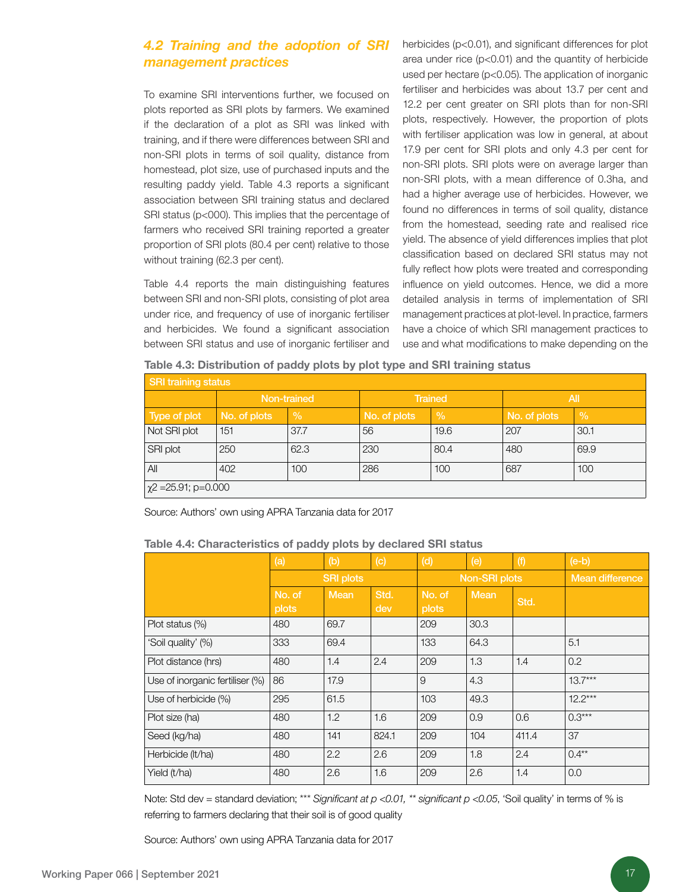### 4.2 Training and the adoption of SRI management practices

To examine SRI interventions further, we focused on plots reported as SRI plots by farmers. We examined if the declaration of a plot as SRI was linked with training, and if there were differences between SRI and non-SRI plots in terms of soil quality, distance from homestead, plot size, use of purchased inputs and the resulting paddy yield. Table 4.3 reports a significant association between SRI training status and declared SRI status (p<000). This implies that the percentage of farmers who received SRI training reported a greater proportion of SRI plots (80.4 per cent) relative to those without training (62.3 per cent).

Table 4.4 reports the main distinguishing features between SRI and non-SRI plots, consisting of plot area under rice, and frequency of use of inorganic fertiliser and herbicides. We found a significant association between SRI status and use of inorganic fertiliser and herbicides ($p<0.01$), and significant differences for plot area under rice ($p<0.01$) and the quantity of herbicide used per hectare ($p<0.05$). The application of inorganic fertiliser and herbicides was about 13.7 per cent and 12.2 per cent greater on SRI plots than for non-SRI plots, respectively. However, the proportion of plots with fertiliser application was low in general, at about 17.9 per cent for SRI plots and only 4.3 per cent for non-SRI plots. SRI plots were on average larger than non-SRI plots, with a mean difference of 0.3ha, and had a higher average use of herbicides. However, we found no differences in terms of soil quality, distance from the homestead, seeding rate and realised rice yield. The absence of yield differences implies that plot classification based on declared SRI status may not fully reflect how plots were treated and corresponding influence on yield outcomes. Hence, we did a more detailed analysis in terms of implementation of SRI management practices at plot-level. In practice, farmers have a choice of which SRI management practices to use and what modifications to make depending on the

**Table 4.3: Distribution of paddy plots by plot type and SRI training status**

| SRI training status | | | | | | |
|---|---|---|---|---|---|---|
| | Non-trained | | Trained | | All | |
| Type of plot | No. of plots | % | No. of plots | % | No. of plots | % |
| Not SRI plot | 151 | 37.7 | 56 | 19.6 | 207 | 30.1 |
| SRI plot | 250 | 62.3 | 230 | 80.4 | 480 | 69.9 |
| All | 402 | 100 | 286 | 100 | 687 | 100 |
| $\chi2$ =25.91; p=0.000 | | | | | | |

Source: Authors' own using APRA Tanzania data for 2017

**Table 4.4: Characteristics of paddy plots by declared SRI status**

| | (a) | (b) | (c) | (d) | (e) | (f) | (e-b) |
|---|---|---|---|---|---|---|---|
| | SRI plots | | | Non-SRI plots | | | Mean difference |
| | No. of plots | Mean | Std. dev | No. of plots | Mean | Std. | |
| Plot status (%) | 480 | 69.7 | | 209 | 30.3 | | |
| 'Soil quality' (%) | 333 | 69.4 | | 133 | 64.3 | | 5.1 |
| Plot distance (hrs) | 480 | 1.4 | 2.4 | 209 | 1.3 | 1.4 | 0.2 |
| Use of inorganic fertiliser (%) | 86 | 17.9 | | 9 | 4.3 | | 13.7*** |
| Use of herbicide (%) | 295 | 61.5 | | 103 | 49.3 | | 12.2*** |
| Plot size (ha) | 480 | 1.2 | 1.6 | 209 | 0.9 | 0.6 | 0.3*** |
| Seed (kg/ha) | 480 | 141 | 824.1 | 209 | 104 | 411.4 | 37 |
| Herbicide (lt/ha) | 480 | 2.2 | 2.6 | 209 | 1.8 | 2.4 | 0.4** |
| Yield (t/ha) | 480 | 2.6 | 1.6 | 209 | 2.6 | 1.4 | 0.0 |

Note: Std dev = standard deviation; *** *Significant at p <0.01, ** significant p <0.05*, 'Soil quality' in terms of % is referring to farmers declaring that their soil is of good quality

Source: Authors' own using APRA Tanzania data for 2017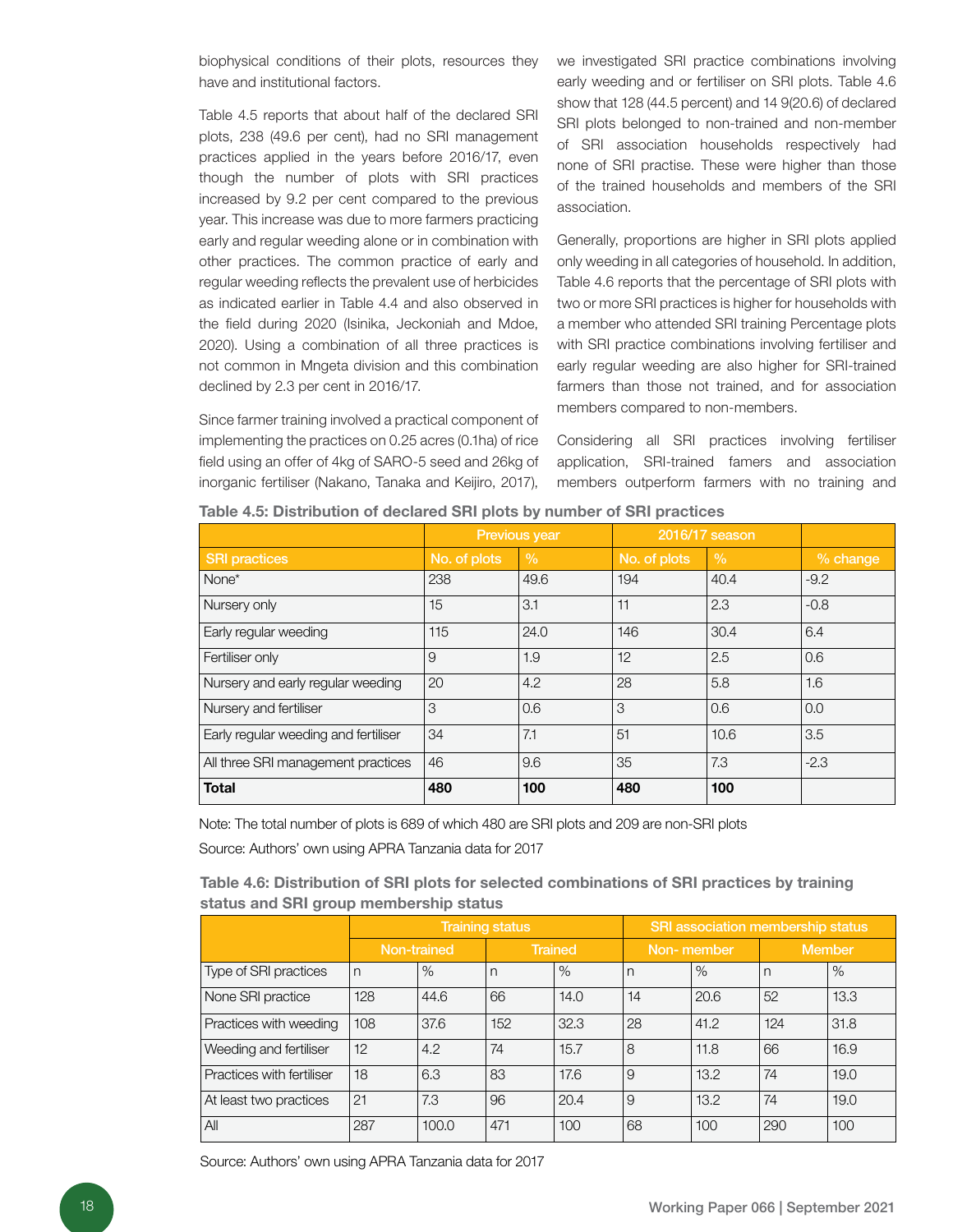biophysical conditions of their plots, resources they have and institutional factors.

Table 4.5 reports that about half of the declared SRI plots, 238 (49.6 per cent), had no SRI management practices applied in the years before 2016/17, even though the number of plots with SRI practices increased by 9.2 per cent compared to the previous year. This increase was due to more farmers practicing early and regular weeding alone or in combination with other practices. The common practice of early and regular weeding reflects the prevalent use of herbicides as indicated earlier in Table 4.4 and also observed in the field during 2020 (Isinika, Jeckoniah and Mdoe, 2020). Using a combination of all three practices is not common in Mngeta division and this combination declined by 2.3 per cent in 2016/17.

Since farmer training involved a practical component of implementing the practices on 0.25 acres (0.1ha) of rice field using an offer of 4kg of SARO-5 seed and 26kg of inorganic fertiliser (Nakano, Tanaka and Keijiro, 2017), we investigated SRI practice combinations involving early weeding and or fertiliser on SRI plots. Table 4.6 show that 128 (44.5 percent) and 14 9(20.6) of declared SRI plots belonged to non-trained and non-member of SRI association households respectively had none of SRI practise. These were higher than those of the trained households and members of the SRI association.

Generally, proportions are higher in SRI plots applied only weeding in all categories of household. In addition, Table 4.6 reports that the percentage of SRI plots with two or more SRI practices is higher for households with a member who attended SRI training Percentage plots with SRI practice combinations involving fertiliser and early regular weeding are also higher for SRI-trained farmers than those not trained, and for association members compared to non-members.

Considering all SRI practices involving fertiliser application, SRI-trained famers and association members outperform farmers with no training and

**Table 4.5: Distribution of declared SRI plots by number of SRI practices**

| | Previous year | | 2016/17 season | | |
|---|---|---|---|---|---|
| SRI practices | No. of plots | % | No. of plots | % | % change |
| None* | 238 | 49.6 | 194 | 40.4 | -9.2 |
| Nursery only | 15 | 3.1 | 11 | 2.3 | -0.8 |
| Early regular weeding | 115 | 24.0 | 146 | 30.4 | 6.4 |
| Fertiliser only | 9 | 1.9 | 12 | 2.5 | 0.6 |
| Nursery and early regular weeding | 20 | 4.2 | 28 | 5.8 | 1.6 |
| Nursery and fertiliser | 3 | 0.6 | 3 | 0.6 | 0.0 |
| Early regular weeding and fertiliser | 34 | 7.1 | 51 | 10.6 | 3.5 |
| All three SRI management practices | 46 | 9.6 | 35 | 7.3 | -2.3 |
| **Total** | **480** | **100** | **480** | **100** | |

Note: The total number of plots is 689 of which 480 are SRI plots and 209 are non-SRI plots

Source: Authors' own using APRA Tanzania data for 2017

**Table 4.6: Distribution of SRI plots for selected combinations of SRI practices by training status and SRI group membership status**

| | Training status | | | | SRI association membership status | | | |
|---|---|---|---|---|---|---|---|---|
| | Non-trained | | Trained | | Non- member | | Member | |
| Type of SRI practices | n | % | n | % | n | % | n | % |
| None SRI practice | 128 | 44.6 | 66 | 14.0 | 14 | 20.6 | 52 | 13.3 |
| Practices with weeding | 108 | 37.6 | 152 | 32.3 | 28 | 41.2 | 124 | 31.8 |
| Weeding and fertiliser | 12 | 4.2 | 74 | 15.7 | 8 | 11.8 | 66 | 16.9 |
| Practices with fertiliser | 18 | 6.3 | 83 | 17.6 | 9 | 13.2 | 74 | 19.0 |
| At least two practices | 21 | 7.3 | 96 | 20.4 | 9 | 13.2 | 74 | 19.0 |
| All | 287 | 100.0 | 471 | 100 | 68 | 100 | 290 | 100 |

Source: Authors' own using APRA Tanzania data for 2017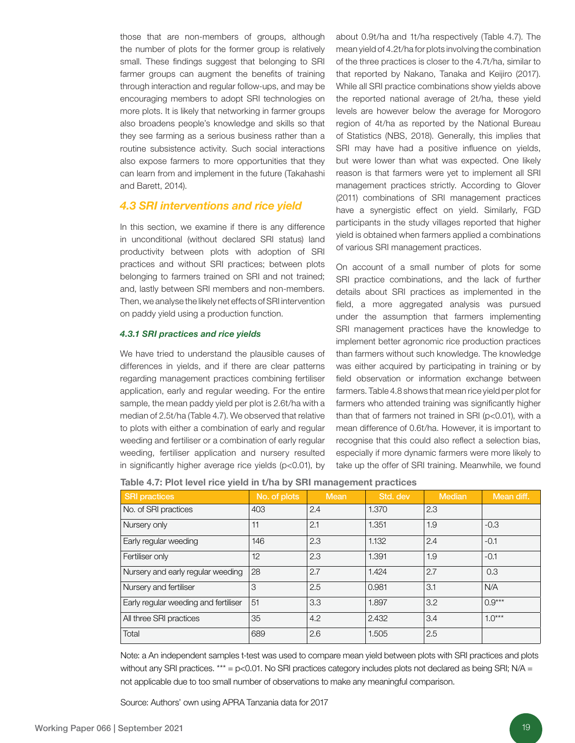those that are non-members of groups, although the number of plots for the former group is relatively small. These findings suggest that belonging to SRI farmer groups can augment the benefits of training through interaction and regular follow-ups, and may be encouraging members to adopt SRI technologies on more plots. It is likely that networking in farmer groups also broadens people's knowledge and skills so that they see farming as a serious business rather than a routine subsistence activity. Such social interactions also expose farmers to more opportunities that they can learn from and implement in the future (Takahashi and Barett, 2014).

## 4.3 SRI interventions and rice yield

In this section, we examine if there is any difference in unconditional (without declared SRI status) land productivity between plots with adoption of SRI practices and without SRI practices; between plots belonging to farmers trained on SRI and not trained; and, lastly between SRI members and non-members. Then, we analyse the likely net effects of SRI intervention on paddy yield using a production function.

### 4.3.1 SRI practices and rice yields

We have tried to understand the plausible causes of differences in yields, and if there are clear patterns regarding management practices combining fertiliser application, early and regular weeding. For the entire sample, the mean paddy yield per plot is 2.6t/ha with a median of 2.5t/ha (Table 4.7). We observed that relative to plots with either a combination of early and regular weeding and fertiliser or a combination of early regular weeding, fertiliser application and nursery resulted in significantly higher average rice yields ($p<0.01$), by about 0.9t/ha and 1t/ha respectively (Table 4.7). The mean yield of 4.2t/ha for plots involving the combination of the three practices is closer to the 4.7t/ha, similar to that reported by Nakano, Tanaka and Keijiro (2017). While all SRI practice combinations show yields above the reported national average of 2t/ha, these yield levels are however below the average for Morogoro region of 4t/ha as reported by the National Bureau of Statistics (NBS, 2018). Generally, this implies that SRI may have had a positive influence on yields, but were lower than what was expected. One likely reason is that farmers were yet to implement all SRI management practices strictly. According to Glover (2011) combinations of SRI management practices have a synergistic effect on yield. Similarly, FGD participants in the study villages reported that higher yield is obtained when farmers applied a combinations of various SRI management practices.

On account of a small number of plots for some SRI practice combinations, and the lack of further details about SRI practices as implemented in the field, a more aggregated analysis was pursued under the assumption that farmers implementing SRI management practices have the knowledge to implement better agronomic rice production practices than farmers without such knowledge. The knowledge was either acquired by participating in training or by field observation or information exchange between farmers. Table 4.8 shows that mean rice yield per plot for farmers who attended training was significantly higher than that of farmers not trained in SRI ($p<0.01$), with a mean difference of 0.6t/ha. However, it is important to recognise that this could also reflect a selection bias, especially if more dynamic farmers were more likely to take up the offer of SRI training. Meanwhile, we found

**Table 4.7: Plot level rice yield in t/ha by SRI management practices**

| SRI practices | No. of plots | Mean | Std. dev | Median | Mean diff. |
|---|---|---|---|---|---|
| No. of SRI practices | 403 | 2.4 | 1.370 | 2.3 | |
| Nursery only | 11 | 2.1 | 1.351 | 1.9 | -0.3 |
| Early regular weeding | 146 | 2.3 | 1.132 | 2.4 | -0.1 |
| Fertiliser only | 12 | 2.3 | 1.391 | 1.9 | -0.1 |
| Nursery and early regular weeding | 28 | 2.7 | 1.424 | 2.7 | 0.3 |
| Nursery and fertiliser | 3 | 2.5 | 0.981 | 3.1 | N/A |
| Early regular weeding and fertiliser | 51 | 3.3 | 1.897 | 3.2 | 0.9*** |
| All three SRI practices | 35 | 4.2 | 2.432 | 3.4 | 1.0*** |
| Total | 689 | 2.6 | 1.505 | 2.5 | |

Note: a An independent samples t-test was used to compare mean yield between plots with SRI practices and plots without any SRI practices. *** = $p<0.01$. No SRI practices category includes plots not declared as being SRI; N/A = not applicable due to too small number of observations to make any meaningful comparison.

Source: Authors' own using APRA Tanzania data for 2017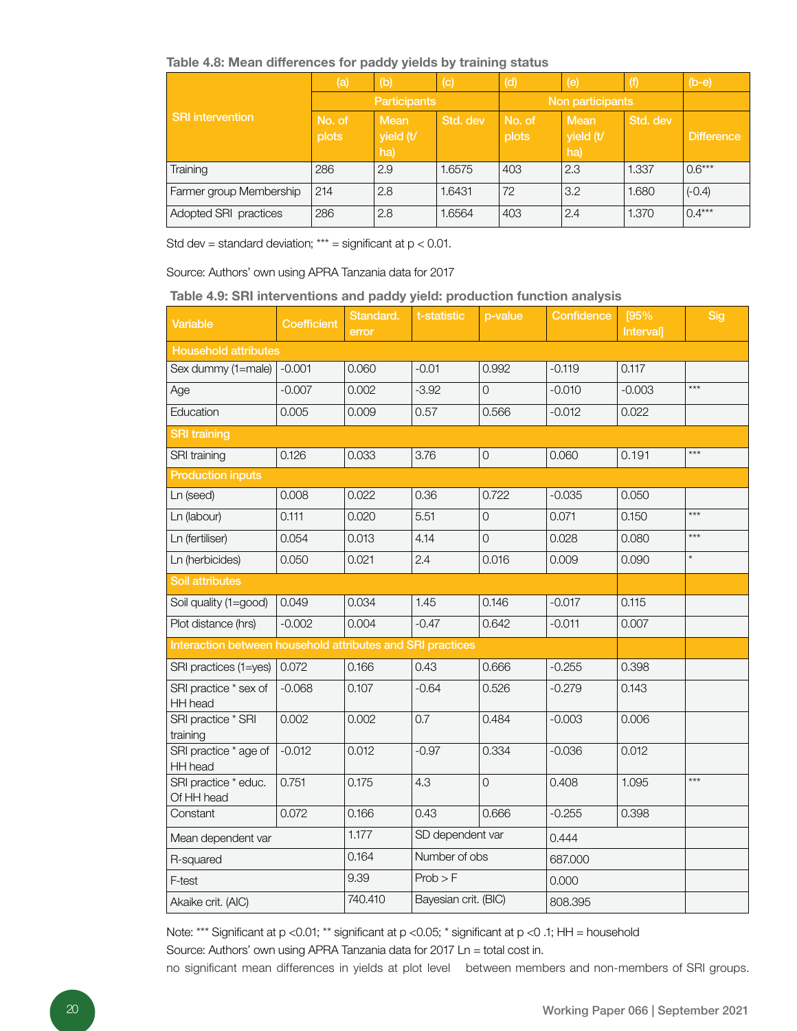**Table 4.8: Mean differences for paddy yields by training status**

| SRI intervention | (a) | (b) | (c) | (d) | (e) | (f) | (b-e) |
|---|---|---|---|---|---|---|---|
| | Participants | | | Non participants | | | |
| | No. of plots | Mean yield (t/ha) | Std. dev | No. of plots | Mean yield (t/ha) | Std. dev | Difference |
| Training | 286 | 2.9 | 1.6575 | 403 | 2.3 | 1.337 | 0.6*** |
| Farmer group Membership | 214 | 2.8 | 1.6431 | 72 | 3.2 | 1.680 | (-0.4) |
| Adopted SRI practices | 286 | 2.8 | 1.6564 | 403 | 2.4 | 1.370 | 0.4*** |

Std dev = standard deviation; *** = significant at $p < 0.01$.

Source: Authors' own using APRA Tanzania data for 2017

**Table 4.9: SRI interventions and paddy yield: production function analysis**

| Variable | Coefficient | Standard. error | t-statistic | p-value | Confidence | [95% Interval] | Sig |
|---|---|---|---|---|---|---|---|
| **Household attributes** | | | | | | | |
| Sex dummy (1=male) | -0.001 | 0.060 | -0.01 | 0.992 | -0.119 | 0.117 | |
| Age | -0.007 | 0.002 | -3.92 | 0 | -0.010 | -0.003 | *** |
| Education | 0.005 | 0.009 | 0.57 | 0.566 | -0.012 | 0.022 | |
| **SRI training** | | | | | | | |
| SRI training | 0.126 | 0.033 | 3.76 | 0 | 0.060 | 0.191 | *** |
| **Production inputs** | | | | | | | |
| Ln (seed) | 0.008 | 0.022 | 0.36 | 0.722 | -0.035 | 0.050 | |
| Ln (labour) | 0.111 | 0.020 | 5.51 | 0 | 0.071 | 0.150 | *** |
| Ln (fertiliser) | 0.054 | 0.013 | 4.14 | 0 | 0.028 | 0.080 | *** |
| Ln (herbicides) | 0.050 | 0.021 | 2.4 | 0.016 | 0.009 | 0.090 | * |
| **Soil attributes** | | | | | | | |
| Soil quality (1=good) | 0.049 | 0.034 | 1.45 | 0.146 | -0.017 | 0.115 | |
| Plot distance (hrs) | -0.002 | 0.004 | -0.47 | 0.642 | -0.011 | 0.007 | |
| **Interaction between household attributes and SRI practices** | | | | | | | |
| SRI practices (1=yes) | 0.072 | 0.166 | 0.43 | 0.666 | -0.255 | 0.398 | |
| SRI practice * sex of HH head | -0.068 | 0.107 | -0.64 | 0.526 | -0.279 | 0.143 | |
| SRI practice * SRI training | 0.002 | 0.002 | 0.7 | 0.484 | -0.003 | 0.006 | |
| SRI practice * age of HH head | -0.012 | 0.012 | -0.97 | 0.334 | -0.036 | 0.012 | |
| SRI practice * educ. Of HH head | 0.751 | 0.175 | 4.3 | 0 | 0.408 | 1.095 | *** |
| Constant | 0.072 | 0.166 | 0.43 | 0.666 | -0.255 | 0.398 | |
| Mean dependent var | | 1.177 | SD dependent var | | 0.444 | | |
| R-squared | | 0.164 | Number of obs | | 687.000 | | |
| F-test | | 9.39 | Prob > F | | 0.000 | | |
| Akaike crit. (AIC) | | 740.410 | Bayesian crit. (BIC) | | 808.395 | | |

Note: *** Significant at $p < 0.01$; ** significant at $p < 0.05$; * significant at $p < 0.1$; HH = household

Source: Authors' own using APRA Tanzania data for 2017 Ln = total cost in.

no significant mean differences in yields at plot level between members and non-members of SRI groups.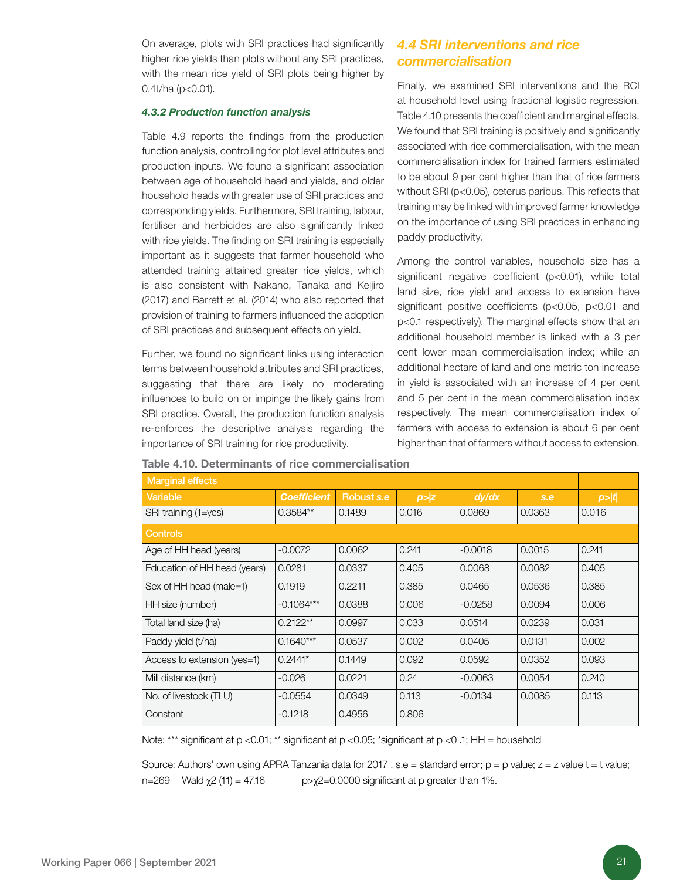On average, plots with SRI practices had significantly higher rice yields than plots without any SRI practices, with the mean rice yield of SRI plots being higher by 0.4t/ha ($p<0.01$).

#### 4.3.2 Production function analysis

Table 4.9 reports the findings from the production function analysis, controlling for plot level attributes and production inputs. We found a significant association between age of household head and yields, and older household heads with greater use of SRI practices and corresponding yields. Furthermore, SRI training, labour, fertiliser and herbicides are also significantly linked with rice yields. The finding on SRI training is especially important as it suggests that farmer household who attended training attained greater rice yields, which is also consistent with Nakano, Tanaka and Keijiro (2017) and Barrett et al. (2014) who also reported that provision of training to farmers influenced the adoption of SRI practices and subsequent effects on yield.

Further, we found no significant links using interaction terms between household attributes and SRI practices, suggesting that there are likely no moderating influences to build on or impinge the likely gains from SRI practice. Overall, the production function analysis re-enforces the descriptive analysis regarding the importance of SRI training for rice productivity.

### 4.4 SRI interventions and rice commercialisation

Finally, we examined SRI interventions and the RCI at household level using fractional logistic regression. Table 4.10 presents the coefficient and marginal effects. We found that SRI training is positively and significantly associated with rice commercialisation, with the mean commercialisation index for trained farmers estimated to be about 9 per cent higher than that of rice farmers without SRI ($p<0.05$), ceterus paribus. This reflects that training may be linked with improved farmer knowledge on the importance of using SRI practices in enhancing paddy productivity.

Among the control variables, household size has a significant negative coefficient ($p<0.01$), while total land size, rice yield and access to extension have significant positive coefficients ($p<0.05$, $p<0.01$ and $p<0.1$ respectively). The marginal effects show that an additional household member is linked with a 3 per cent lower mean commercialisation index; while an additional hectare of land and one metric ton increase in yield is associated with an increase of 4 per cent and 5 per cent in the mean commercialisation index respectively. The mean commercialisation index of farmers with access to extension is about 6 per cent higher than that of farmers without access to extension.

**Table 4.10. Determinants of rice commercialisation**

| Marginal effects | | | | | | |
|---|---|---|---|---|---|---|
| Variable | *Coefficient* | Robust *s.e* | *p>\|z* | *dy/dx* | *s.e* | *p>\|t\|* |
| SRI training (1=yes) | 0.3584** | 0.1489 | 0.016 | 0.0869 | 0.0363 | 0.016 |
| **Controls** | | | | | | |
| Age of HH head (years) | -0.0072 | 0.0062 | 0.241 | -0.0018 | 0.0015 | 0.241 |
| Education of HH head (years) | 0.0281 | 0.0337 | 0.405 | 0.0068 | 0.0082 | 0.405 |
| Sex of HH head (male=1) | 0.1919 | 0.2211 | 0.385 | 0.0465 | 0.0536 | 0.385 |
| HH size (number) | -0.1064*** | 0.0388 | 0.006 | -0.0258 | 0.0094 | 0.006 |
| Total land size (ha) | 0.2122** | 0.0997 | 0.033 | 0.0514 | 0.0239 | 0.031 |
| Paddy yield (t/ha) | 0.1640*** | 0.0537 | 0.002 | 0.0405 | 0.0131 | 0.002 |
| Access to extension (yes=1) | 0.2441* | 0.1449 | 0.092 | 0.0592 | 0.0352 | 0.093 |
| Mill distance (km) | -0.026 | 0.0221 | 0.24 | -0.0063 | 0.0054 | 0.240 |
| No. of livestock (TLU) | -0.0554 | 0.0349 | 0.113 | -0.0134 | 0.0085 | 0.113 |
| Constant | -0.1218 | 0.4956 | 0.806 | | | |

Note: *** significant at $p<0.01$; ** significant at $p<0.05$; *significant at $p<0.1$; HH = household

Source: Authors' own using APRA Tanzania data for 2017 . s.e = standard error; p = p value; z = z value t = t value; n=269 Wald $\chi 2$ (11) = 47.16 $p>\chi 2=0.0000$ significant at p greater than 1%.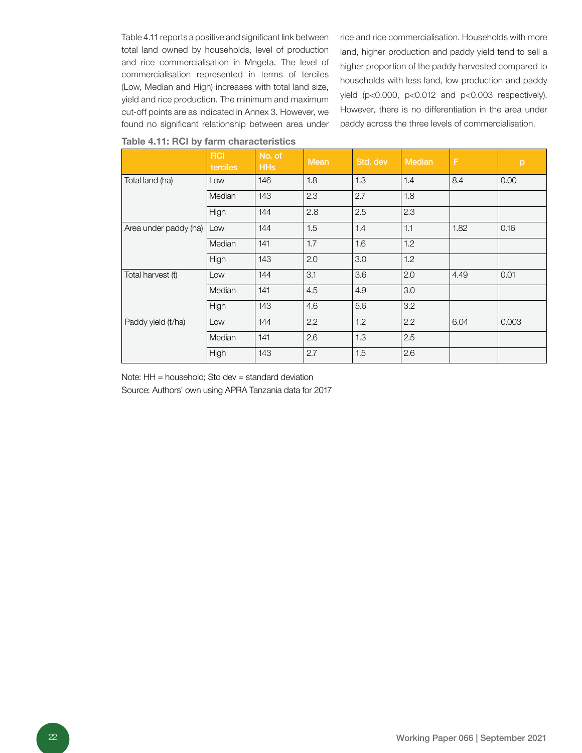Table 4.11 reports a positive and significant link between total land owned by households, level of production and rice commercialisation in Mngeta. The level of commercialisation represented in terms of terciles (Low, Median and High) increases with total land size, yield and rice production. The minimum and maximum cut-off points are as indicated in Annex 3. However, we found no significant relationship between area under rice and rice commercialisation. Households with more land, higher production and paddy yield tend to sell a higher proportion of the paddy harvested compared to households with less land, low production and paddy yield ($p<0.000$, $p<0.012$ and $p<0.003$ respectively). However, there is no differentiation in the area under paddy across the three levels of commercialisation.

**Table 4.11: RCI by farm characteristics**

| | RCI terciles | No. of HHs | Mean | Std. dev | Median | F | p |
|---|---|---|---|---|---|---|---|
| Total land (ha) | Low | 146 | 1.8 | 1.3 | 1.4 | 8.4 | 0.00 |
| | Median | 143 | 2.3 | 2.7 | 1.8 | | |
| | High | 144 | 2.8 | 2.5 | 2.3 | | |
| Area under paddy (ha) | Low | 144 | 1.5 | 1.4 | 1.1 | 1.82 | 0.16 |
| | Median | 141 | 1.7 | 1.6 | 1.2 | | |
| | High | 143 | 2.0 | 3.0 | 1.2 | | |
| Total harvest (t) | Low | 144 | 3.1 | 3.6 | 2.0 | 4.49 | 0.01 |
| | Median | 141 | 4.5 | 4.9 | 3.0 | | |
| | High | 143 | 4.6 | 5.6 | 3.2 | | |
| Paddy yield (t/ha) | Low | 144 | 2.2 | 1.2 | 2.2 | 6.04 | 0.003 |
| | Median | 141 | 2.6 | 1.3 | 2.5 | | |
| | High | 143 | 2.7 | 1.5 | 2.6 | | |

Note: HH = household; Std dev = standard deviation

Source: Authors' own using APRA Tanzania data for 2017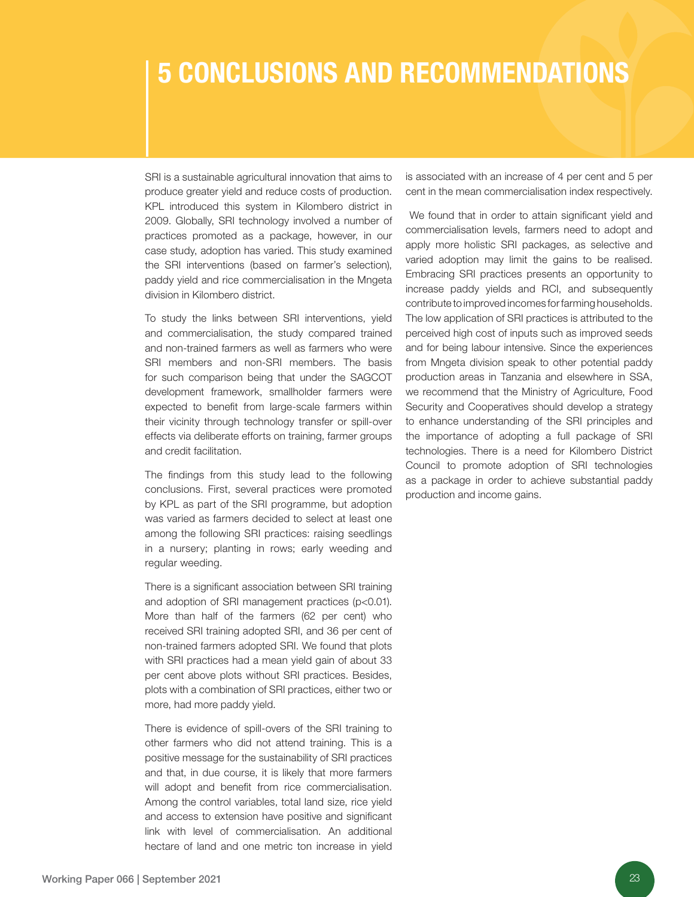# 5 CONCLUSIONS AND RECOMMENDATIONS

SRI is a sustainable agricultural innovation that aims to produce greater yield and reduce costs of production. KPL introduced this system in Kilombero district in 2009. Globally, SRI technology involved a number of practices promoted as a package, however, in our case study, adoption has varied. This study examined the SRI interventions (based on farmer's selection), paddy yield and rice commercialisation in the Mngeta division in Kilombero district.

To study the links between SRI interventions, yield and commercialisation, the study compared trained and non-trained farmers as well as farmers who were SRI members and non-SRI members. The basis for such comparison being that under the SAGCOT development framework, smallholder farmers were expected to benefit from large-scale farmers within their vicinity through technology transfer or spill-over effects via deliberate efforts on training, farmer groups and credit facilitation.

The findings from this study lead to the following conclusions. First, several practices were promoted by KPL as part of the SRI programme, but adoption was varied as farmers decided to select at least one among the following SRI practices: raising seedlings in a nursery; planting in rows; early weeding and regular weeding.

There is a significant association between SRI training and adoption of SRI management practices ($p<0.01$). More than half of the farmers (62 per cent) who received SRI training adopted SRI, and 36 per cent of non-trained farmers adopted SRI. We found that plots with SRI practices had a mean yield gain of about 33 per cent above plots without SRI practices. Besides, plots with a combination of SRI practices, either two or more, had more paddy yield.

There is evidence of spill-overs of the SRI training to other farmers who did not attend training. This is a positive message for the sustainability of SRI practices and that, in due course, it is likely that more farmers will adopt and benefit from rice commercialisation. Among the control variables, total land size, rice yield and access to extension have positive and significant link with level of commercialisation. An additional hectare of land and one metric ton increase in yield is associated with an increase of 4 per cent and 5 per cent in the mean commercialisation index respectively.

We found that in order to attain significant yield and commercialisation levels, farmers need to adopt and apply more holistic SRI packages, as selective and varied adoption may limit the gains to be realised. Embracing SRI practices presents an opportunity to increase paddy yields and RCI, and subsequently contribute to improved incomes for farming households. The low application of SRI practices is attributed to the perceived high cost of inputs such as improved seeds and for being labour intensive. Since the experiences from Mngeta division speak to other potential paddy production areas in Tanzania and elsewhere in SSA, we recommend that the Ministry of Agriculture, Food Security and Cooperatives should develop a strategy to enhance understanding of the SRI principles and the importance of adopting a full package of SRI technologies. There is a need for Kilombero District Council to promote adoption of SRI technologies as a package in order to achieve substantial paddy production and income gains.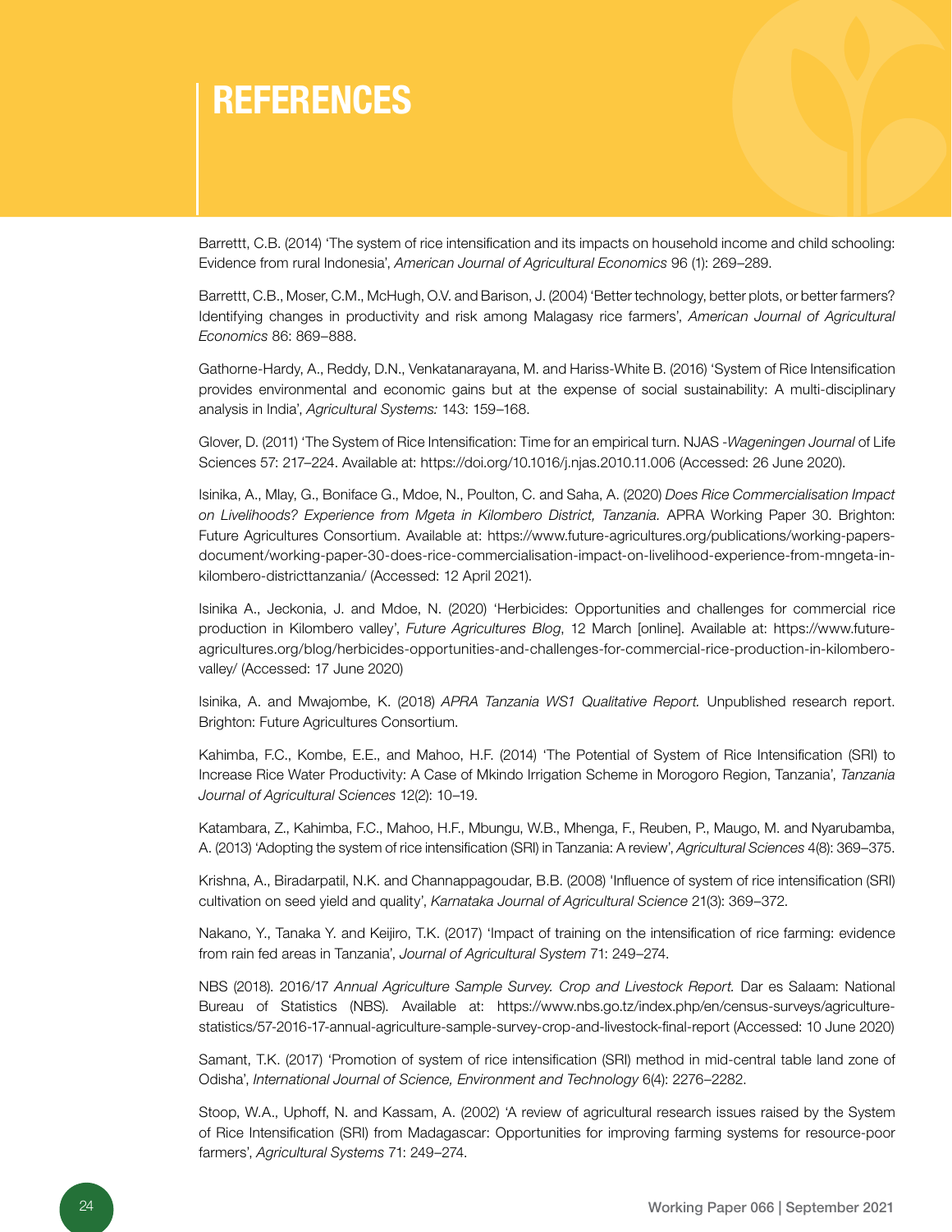# REFERENCES

Barrettt, C.B. (2014) 'The system of rice intensification and its impacts on household income and child schooling: Evidence from rural Indonesia', *American Journal of Agricultural Economics* 96 (1): 269–289.

Barrettt, C.B., Moser, C.M., McHugh, O.V. and Barison, J. (2004) 'Better technology, better plots, or better farmers? Identifying changes in productivity and risk among Malagasy rice farmers', *American Journal of Agricultural Economics* 86: 869–888.

Gathorne-Hardy, A., Reddy, D.N., Venkatanarayana, M. and Hariss-White B. (2016) 'System of Rice Intensification provides environmental and economic gains but at the expense of social sustainability: A multi-disciplinary analysis in India', *Agricultural Systems:* 143: 159–168.

Glover, D. (2011) 'The System of Rice Intensification: Time for an empirical turn. NJAS -*Wageningen Journal* of Life Sciences 57: 217–224. Available at: https://doi.org/10.1016/j.njas.2010.11.006 (Accessed: 26 June 2020).

Isinika, A., Mlay, G., Boniface G., Mdoe, N., Poulton, C. and Saha, A. (2020) *Does Rice Commercialisation Impact on Livelihoods? Experience from Mgeta in Kilombero District, Tanzania.* APRA Working Paper 30. Brighton: Future Agricultures Consortium. Available at: https://www.future-agricultures.org/publications/working-papers-document/working-paper-30-does-rice-commercialisation-impact-on-livelihood-experience-from-mngeta-in-kilombero-districttanzania/ (Accessed: 12 April 2021).

Isinika A., Jeckonia, J. and Mdoe, N. (2020) 'Herbicides: Opportunities and challenges for commercial rice production in Kilombero valley', *Future Agricultures Blog*, 12 March [online]. Available at: https://www.future-agricultures.org/blog/herbicides-opportunities-and-challenges-for-commercial-rice-production-in-kilombero-valley/ (Accessed: 17 June 2020)

Isinika, A. and Mwajombe, K. (2018) *APRA Tanzania WS1 Qualitative Report.* Unpublished research report. Brighton: Future Agricultures Consortium.

Kahimba, F.C., Kombe, E.E., and Mahoo, H.F. (2014) 'The Potential of System of Rice Intensification (SRI) to Increase Rice Water Productivity: A Case of Mkindo Irrigation Scheme in Morogoro Region, Tanzania', *Tanzania Journal of Agricultural Sciences* 12(2): 10–19.

Katambara, Z., Kahimba, F.C., Mahoo, H.F., Mbungu, W.B., Mhenga, F., Reuben, P., Maugo, M. and Nyarubamba, A. (2013) 'Adopting the system of rice intensification (SRI) in Tanzania: A review', *Agricultural Sciences* 4(8): 369–375.

Krishna, A., Biradarpatil, N.K. and Channappagoudar, B.B. (2008) 'Influence of system of rice intensification (SRI) cultivation on seed yield and quality', *Karnataka Journal of Agricultural Science* 21(3): 369–372.

Nakano, Y., Tanaka Y. and Keijiro, T.K. (2017) 'Impact of training on the intensification of rice farming: evidence from rain fed areas in Tanzania', *Journal of Agricultural System* 71: 249–274.

NBS (2018). 2016/17 *Annual Agriculture Sample Survey. Crop and Livestock Report.* Dar es Salaam: National Bureau of Statistics (NBS). Available at: https://www.nbs.go.tz/index.php/en/census-surveys/agriculture-statistics/57-2016-17-annual-agriculture-sample-survey-crop-and-livestock-final-report (Accessed: 10 June 2020)

Samant, T.K. (2017) 'Promotion of system of rice intensification (SRI) method in mid-central table land zone of Odisha', *International Journal of Science, Environment and Technology* 6(4): 2276–2282.

Stoop, W.A., Uphoff, N. and Kassam, A. (2002) 'A review of agricultural research issues raised by the System of Rice Intensification (SRI) from Madagascar: Opportunities for improving farming systems for resource-poor farmers', *Agricultural Systems* 71: 249–274.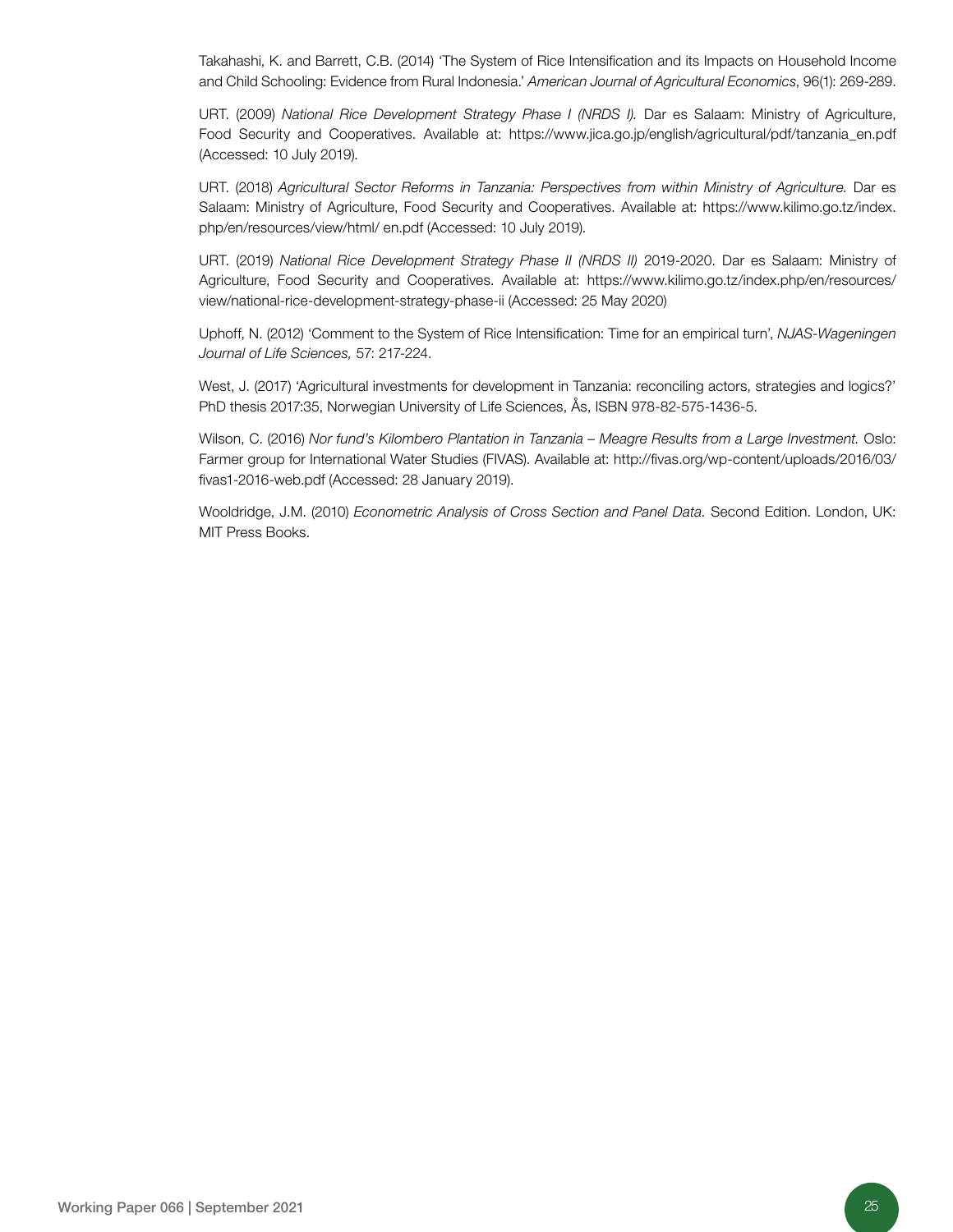Takahashi, K. and Barrett, C.B. (2014) 'The System of Rice Intensification and its Impacts on Household Income and Child Schooling: Evidence from Rural Indonesia.' *American Journal of Agricultural Economics*, 96(1): 269-289.

URT. (2009) *National Rice Development Strategy Phase I (NRDS I).* Dar es Salaam: Ministry of Agriculture, Food Security and Cooperatives. Available at: https://www.jica.go.jp/english/agricultural/pdf/tanzania_en.pdf (Accessed: 10 July 2019).

URT. (2018) *Agricultural Sector Reforms in Tanzania: Perspectives from within Ministry of Agriculture.* Dar es Salaam: Ministry of Agriculture, Food Security and Cooperatives. Available at: https://www.kilimo.go.tz/index.php/en/resources/view/html/ en.pdf (Accessed: 10 July 2019).

URT. (2019) *National Rice Development Strategy Phase II (NRDS II)* 2019-2020. Dar es Salaam: Ministry of Agriculture, Food Security and Cooperatives. Available at: https://www.kilimo.go.tz/index.php/en/resources/view/national-rice-development-strategy-phase-ii (Accessed: 25 May 2020)

Uphoff, N. (2012) 'Comment to the System of Rice Intensification: Time for an empirical turn', *NJAS-Wageningen Journal of Life Sciences,* 57: 217-224.

West, J. (2017) 'Agricultural investments for development in Tanzania: reconciling actors, strategies and logics?' PhD thesis 2017:35, Norwegian University of Life Sciences, Ås, ISBN 978-82-575-1436-5.

Wilson, C. (2016) *Nor fund's Kilombero Plantation in Tanzania – Meagre Results from a Large Investment.* Oslo: Farmer group for International Water Studies (FIVAS). Available at: http://fivas.org/wp-content/uploads/2016/03/fivas1-2016-web.pdf (Accessed: 28 January 2019).

Wooldridge, J.M. (2010) *Econometric Analysis of Cross Section and Panel Data.* Second Edition. London, UK: MIT Press Books.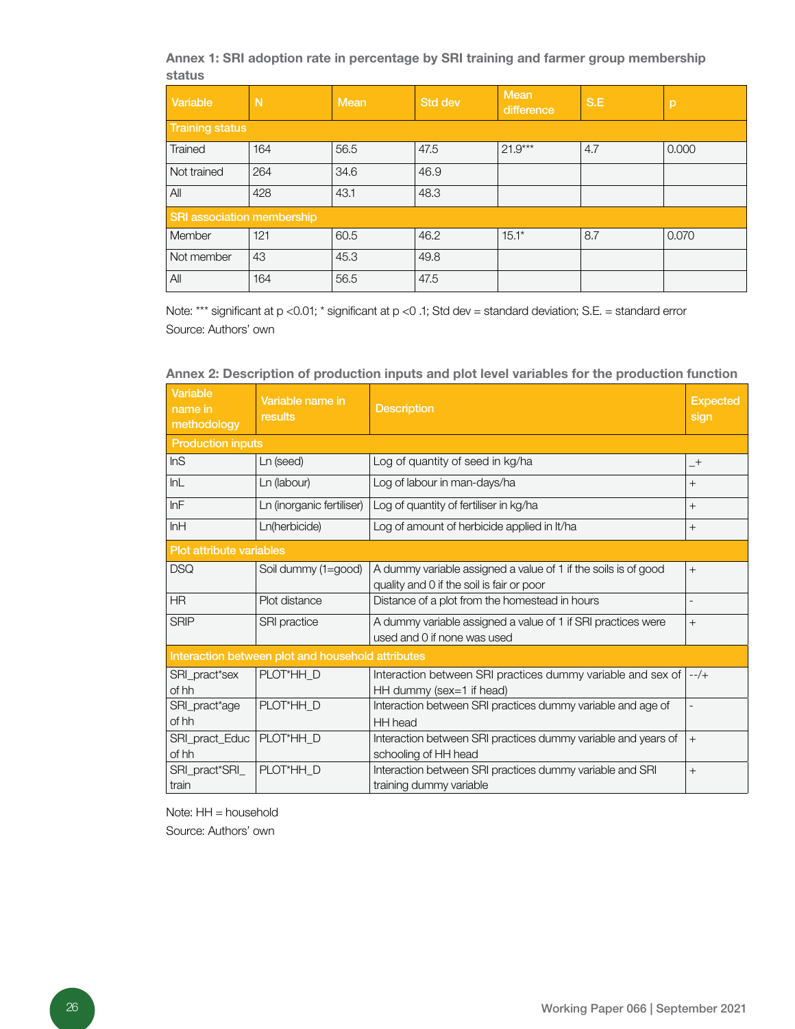**Annex 1: SRI adoption rate in percentage by SRI training and farmer group membership status**

| Variable | N | Mean | Std dev | Mean difference | S.E | p |
|---|---|---|---|---|---|---|
| **Training status** | | | | | | |
| Trained | 164 | 56.5 | 47.5 | 21.9*** | 4.7 | 0.000 |
| Not trained | 264 | 34.6 | 46.9 | | | |
| All | 428 | 43.1 | 48.3 | | | |
| **SRI association membership** | | | | | | |
| Member | 121 | 60.5 | 46.2 | 15.1* | 8.7 | 0.070 |
| Not member | 43 | 45.3 | 49.8 | | | |
| All | 164 | 56.5 | 47.5 | | | |

Note: *** significant at $p < 0.01$; * significant at $p < 0.1$; Std dev = standard deviation; S.E. = standard error

Source: Authors' own

**Annex 2: Description of production inputs and plot level variables for the production function**

| Variable name in methodology | Variable name in results | Description | Expected sign |
|---|---|---|---|
| **Production inputs** | | | |
| lnS | Ln (seed) | Log of quantity of seed in kg/ha | _+ |
| lnL | Ln (labour) | Log of labour in man-days/ha | + |
| lnF | Ln (inorganic fertiliser) | Log of quantity of fertiliser in kg/ha | + |
| lnH | Ln(herbicide) | Log of amount of herbicide applied in lt/ha | + |
| **Plot attribute variables** | | | |
| DSQ | Soil dummy (1=good) | A dummy variable assigned a value of 1 if the soils is of good quality and 0 if the soil is fair or poor | + |
| HR | Plot distance | Distance of a plot from the homestead in hours | - |
| SRIP | SRI practice | A dummy variable assigned a value of 1 if SRI practices were used and 0 if none was used | + |
| **Interaction between plot and household attributes** | | | |
| SRI_pract*sex of hh | PLOT*HH_D | Interaction between SRI practices dummy variable and sex of HH dummy (sex=1 if head) | --/+ |
| SRI_pract*age of hh | PLOT*HH_D | Interaction between SRI practices dummy variable and age of HH head | - |
| SRI_pract_Educ of hh | PLOT*HH_D | Interaction between SRI practices dummy variable and years of schooling of HH head | + |
| SRI_pract*SRI_train | PLOT*HH_D | Interaction between SRI practices dummy variable and SRI training dummy variable | + |

Note: HH = household

Source: Authors' own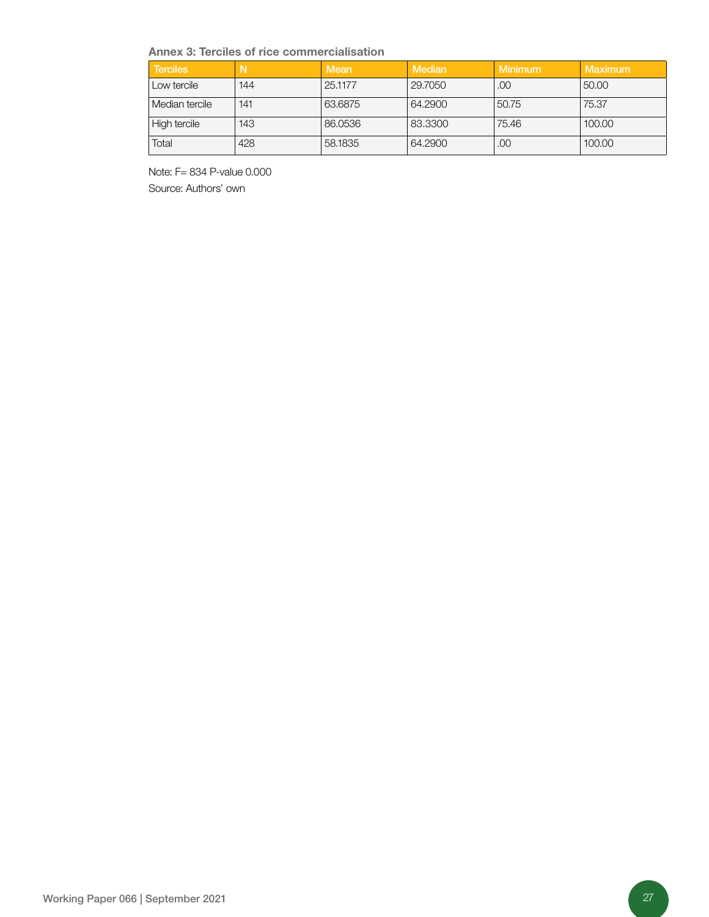**Annex 3: Terciles of rice commercialisation**

| Terciles | N | Mean | Median | Minimum | Maximum |
|---|---|---|---|---|---|
| Low tercile | 144 | 25.1177 | 29.7050 | .00 | 50.00 |
| Median tercile | 141 | 63.6875 | 64.2900 | 50.75 | 75.37 |
| High tercile | 143 | 86.0536 | 83.3300 | 75.46 | 100.00 |
| Total | 428 | 58.1835 | 64.2900 | .00 | 100.00 |

Note: F= 834 P-value 0.000

Source: Authors' own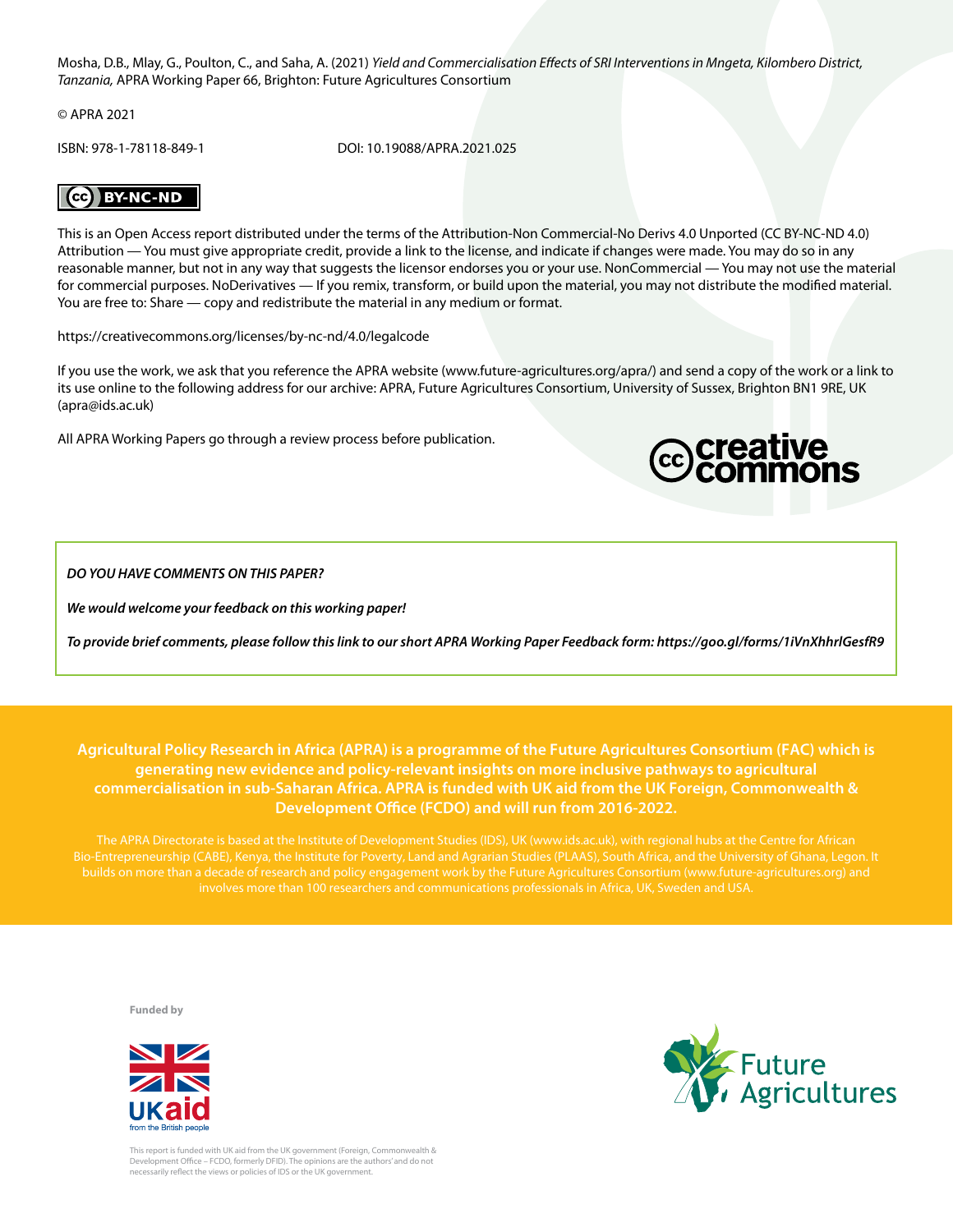Mosha, D.B., Mlay, G., Poulton, C., and Saha, A. (2021) *Yield and Commercialisation Effects of SRI Interventions in Mngeta, Kilombero District, Tanzania,* APRA Working Paper 66, Brighton: Future Agricultures Consortium

© APRA 2021

ISBN: 978-1-78118-849-1 DOI: 10.19088/APRA.2021.025

BY-NC-ND

This is an Open Access report distributed under the terms of the Attribution-Non Commercial-No Derivs 4.0 Unported (CC BY-NC-ND 4.0) Attribution — You must give appropriate credit, provide a link to the license, and indicate if changes were made. You may do so in any reasonable manner, but not in any way that suggests the licensor endorses you or your use. NonCommercial — You may not use the material for commercial purposes. NoDerivatives — If you remix, transform, or build upon the material, you may not distribute the modified material. You are free to: Share — copy and redistribute the material in any medium or format.

https://creativecommons.org/licenses/by-nc-nd/4.0/legalcode

If you use the work, we ask that you reference the APRA website (www.future-agricultures.org/apra/) and send a copy of the work or a link to its use online to the following address for our archive: APRA, Future Agricultures Consortium, University of Sussex, Brighton BN1 9RE, UK (apra@ids.ac.uk)

All APRA Working Papers go through a review process before publication.

creative commons

***DO YOU HAVE COMMENTS ON THIS PAPER?***

***We would welcome your feedback on this working paper!***

***To provide brief comments, please follow this link to our short APRA Working Paper Feedback form: https://goo.gl/forms/1iVnXhhrlGesfR9***

**Agricultural Policy Research in Africa (APRA) is a programme of the Future Agricultures Consortium (FAC) which is generating new evidence and policy-relevant insights on more inclusive pathways to agricultural commercialisation in sub-Saharan Africa. APRA is funded with UK aid from the UK Foreign, Commonwealth & Development Office (FCDO) and will run from 2016-2022.**

The APRA Directorate is based at the Institute of Development Studies (IDS), UK (www.ids.ac.uk), with regional hubs at the Centre for African Bio-Entrepreneurship (CABE), Kenya, the Institute for Poverty, Land and Agrarian Studies (PLAAS), South Africa, and the University of Ghana, Legon. It builds on more than a decade of research and policy engagement work by the Future Agricultures Consortium (www.future-agricultures.org) and involves more than 100 researchers and communications professionals in Africa, UK, Sweden and USA.

Funded by

UKaid from the British people

Future Agricultures

This report is funded with UK aid from the UK government (Foreign, Commonwealth & Development Office – FCDO, formerly DFID). The opinions are the authors' and do not necessarily reflect the views or policies of IDS or the UK government.